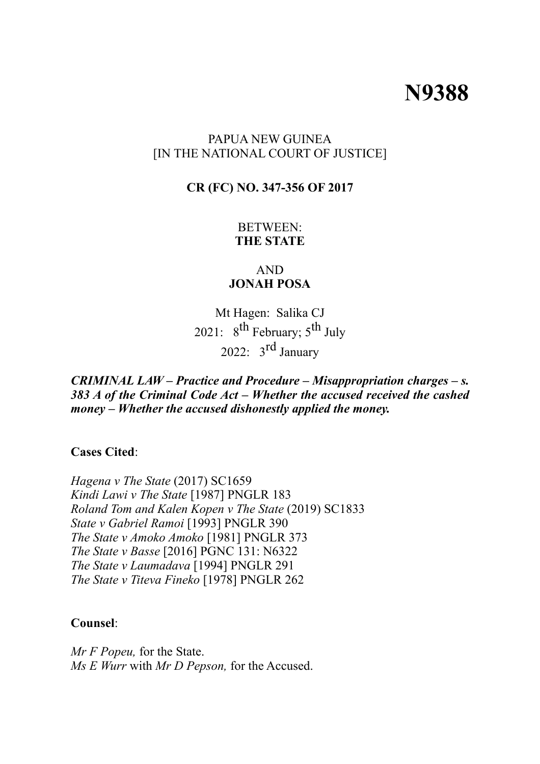# N9388

PAPUA NEW GUINEA
[IN THE NATIONAL COURT OF JUSTICE]

**CR (FC) NO. 347-356 OF 2017**

BETWEEN:
**THE STATE**

AND
**JONAH POSA**

Mt Hagen: Salika CJ
2021: 8th February; 5th July
2022: 3rd January

***CRIMINAL LAW – Practice and Procedure – Misappropriation charges – s. 383 A of the Criminal Code Act – Whether the accused received the cashed money – Whether the accused dishonestly applied the money.***

**Cases Cited**:

*Hagena v The State* (2017) SC1659
*Kindi Lawi v The State* [1987] PNGLR 183
*Roland Tom and Kalen Kopen v The State* (2019) SC1833
*State v Gabriel Ramoi* [1993] PNGLR 390
*The State v Amoko Amoko* [1981] PNGLR 373
*The State v Basse* [2016] PGNC 131: N6322
*The State v Laumadava* [1994] PNGLR 291
*The State v Titeva Fineko* [1978] PNGLR 262

**Counsel**:

*Mr F Popeu,* for the State.
*Ms E Wurr* with *Mr D Pepson,* for the Accused.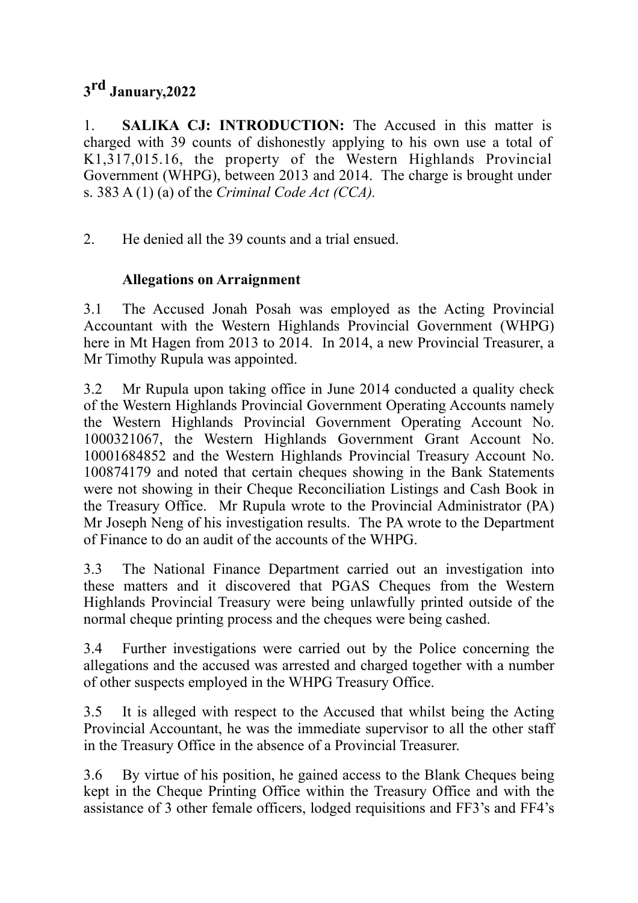**3rd January,2022**

1. **SALIKA CJ: INTRODUCTION:** The Accused in this matter is charged with 39 counts of dishonestly applying to his own use a total of K1,317,015.16, the property of the Western Highlands Provincial Government (WHPG), between 2013 and 2014. The charge is brought under s. 383 A (1) (a) of the *Criminal Code Act (CCA).*

2. He denied all the 39 counts and a trial ensued.

**Allegations on Arraignment**

3.1 The Accused Jonah Posah was employed as the Acting Provincial Accountant with the Western Highlands Provincial Government (WHPG) here in Mt Hagen from 2013 to 2014. In 2014, a new Provincial Treasurer, a Mr Timothy Rupula was appointed.

3.2 Mr Rupula upon taking office in June 2014 conducted a quality check of the Western Highlands Provincial Government Operating Accounts namely the Western Highlands Provincial Government Operating Account No. 1000321067, the Western Highlands Government Grant Account No. 10001684852 and the Western Highlands Provincial Treasury Account No. 100874179 and noted that certain cheques showing in the Bank Statements were not showing in their Cheque Reconciliation Listings and Cash Book in the Treasury Office. Mr Rupula wrote to the Provincial Administrator (PA) Mr Joseph Neng of his investigation results. The PA wrote to the Department of Finance to do an audit of the accounts of the WHPG.

3.3 The National Finance Department carried out an investigation into these matters and it discovered that PGAS Cheques from the Western Highlands Provincial Treasury were being unlawfully printed outside of the normal cheque printing process and the cheques were being cashed.

3.4 Further investigations were carried out by the Police concerning the allegations and the accused was arrested and charged together with a number of other suspects employed in the WHPG Treasury Office.

3.5 It is alleged with respect to the Accused that whilst being the Acting Provincial Accountant, he was the immediate supervisor to all the other staff in the Treasury Office in the absence of a Provincial Treasurer.

3.6 By virtue of his position, he gained access to the Blank Cheques being kept in the Cheque Printing Office within the Treasury Office and with the assistance of 3 other female officers, lodged requisitions and FF3's and FF4's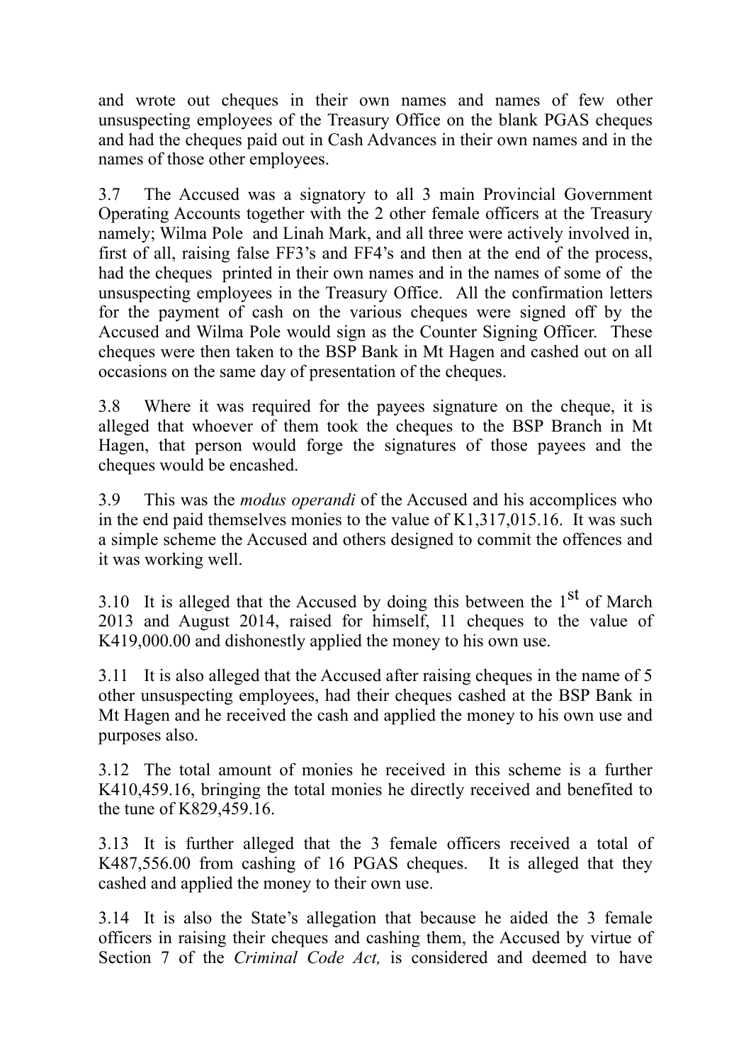and wrote out cheques in their own names and names of few other unsuspecting employees of the Treasury Office on the blank PGAS cheques and had the cheques paid out in Cash Advances in their own names and in the names of those other employees.

3.7 The Accused was a signatory to all 3 main Provincial Government Operating Accounts together with the 2 other female officers at the Treasury namely; Wilma Pole and Linah Mark, and all three were actively involved in, first of all, raising false FF3's and FF4's and then at the end of the process, had the cheques printed in their own names and in the names of some of the unsuspecting employees in the Treasury Office. All the confirmation letters for the payment of cash on the various cheques were signed off by the Accused and Wilma Pole would sign as the Counter Signing Officer. These cheques were then taken to the BSP Bank in Mt Hagen and cashed out on all occasions on the same day of presentation of the cheques.

3.8 Where it was required for the payees signature on the cheque, it is alleged that whoever of them took the cheques to the BSP Branch in Mt Hagen, that person would forge the signatures of those payees and the cheques would be encashed.

3.9 This was the *modus operandi* of the Accused and his accomplices who in the end paid themselves monies to the value of K1,317,015.16. It was such a simple scheme the Accused and others designed to commit the offences and it was working well.

3.10 It is alleged that the Accused by doing this between the 1st of March 2013 and August 2014, raised for himself, 11 cheques to the value of K419,000.00 and dishonestly applied the money to his own use.

3.11 It is also alleged that the Accused after raising cheques in the name of 5 other unsuspecting employees, had their cheques cashed at the BSP Bank in Mt Hagen and he received the cash and applied the money to his own use and purposes also.

3.12 The total amount of monies he received in this scheme is a further K410,459.16, bringing the total monies he directly received and benefited to the tune of K829,459.16.

3.13 It is further alleged that the 3 female officers received a total of K487,556.00 from cashing of 16 PGAS cheques. It is alleged that they cashed and applied the money to their own use.

3.14 It is also the State's allegation that because he aided the 3 female officers in raising their cheques and cashing them, the Accused by virtue of Section 7 of the *Criminal Code Act,* is considered and deemed to have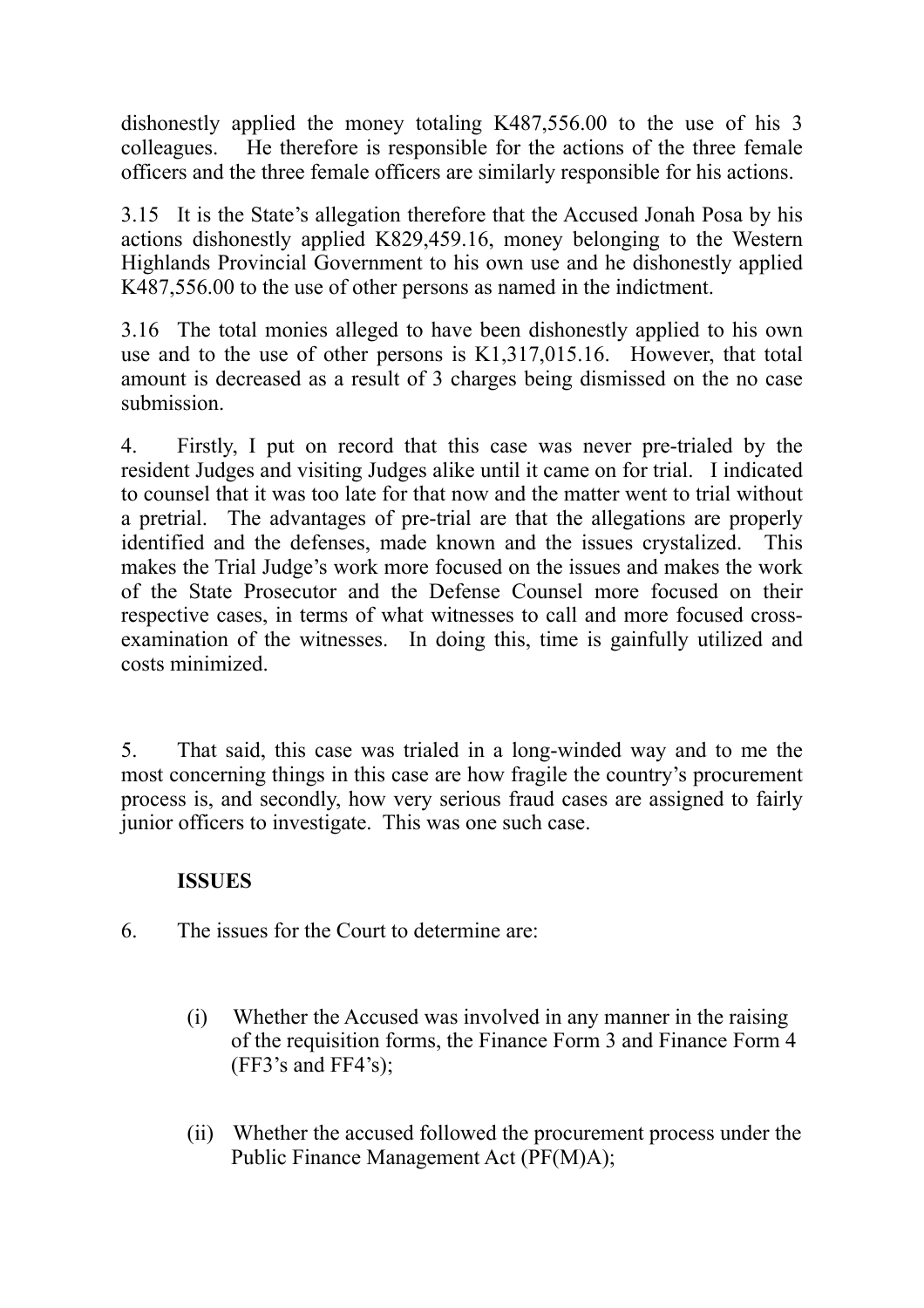dishonestly applied the money totaling K487,556.00 to the use of his 3 colleagues. He therefore is responsible for the actions of the three female officers and the three female officers are similarly responsible for his actions.

3.15 It is the State's allegation therefore that the Accused Jonah Posa by his actions dishonestly applied K829,459.16, money belonging to the Western Highlands Provincial Government to his own use and he dishonestly applied K487,556.00 to the use of other persons as named in the indictment.

3.16 The total monies alleged to have been dishonestly applied to his own use and to the use of other persons is K1,317,015.16. However, that total amount is decreased as a result of 3 charges being dismissed on the no case submission.

4. Firstly, I put on record that this case was never pre-trialed by the resident Judges and visiting Judges alike until it came on for trial. I indicated to counsel that it was too late for that now and the matter went to trial without a pretrial. The advantages of pre-trial are that the allegations are properly identified and the defenses, made known and the issues crystalized. This makes the Trial Judge's work more focused on the issues and makes the work of the State Prosecutor and the Defense Counsel more focused on their respective cases, in terms of what witnesses to call and more focused cross-examination of the witnesses. In doing this, time is gainfully utilized and costs minimized.

5. That said, this case was trialed in a long-winded way and to me the most concerning things in this case are how fragile the country's procurement process is, and secondly, how very serious fraud cases are assigned to fairly junior officers to investigate. This was one such case.

**ISSUES**

6. The issues for the Court to determine are:

(i) Whether the Accused was involved in any manner in the raising of the requisition forms, the Finance Form 3 and Finance Form 4 (FF3's and FF4's);

(ii) Whether the accused followed the procurement process under the Public Finance Management Act (PF(M)A);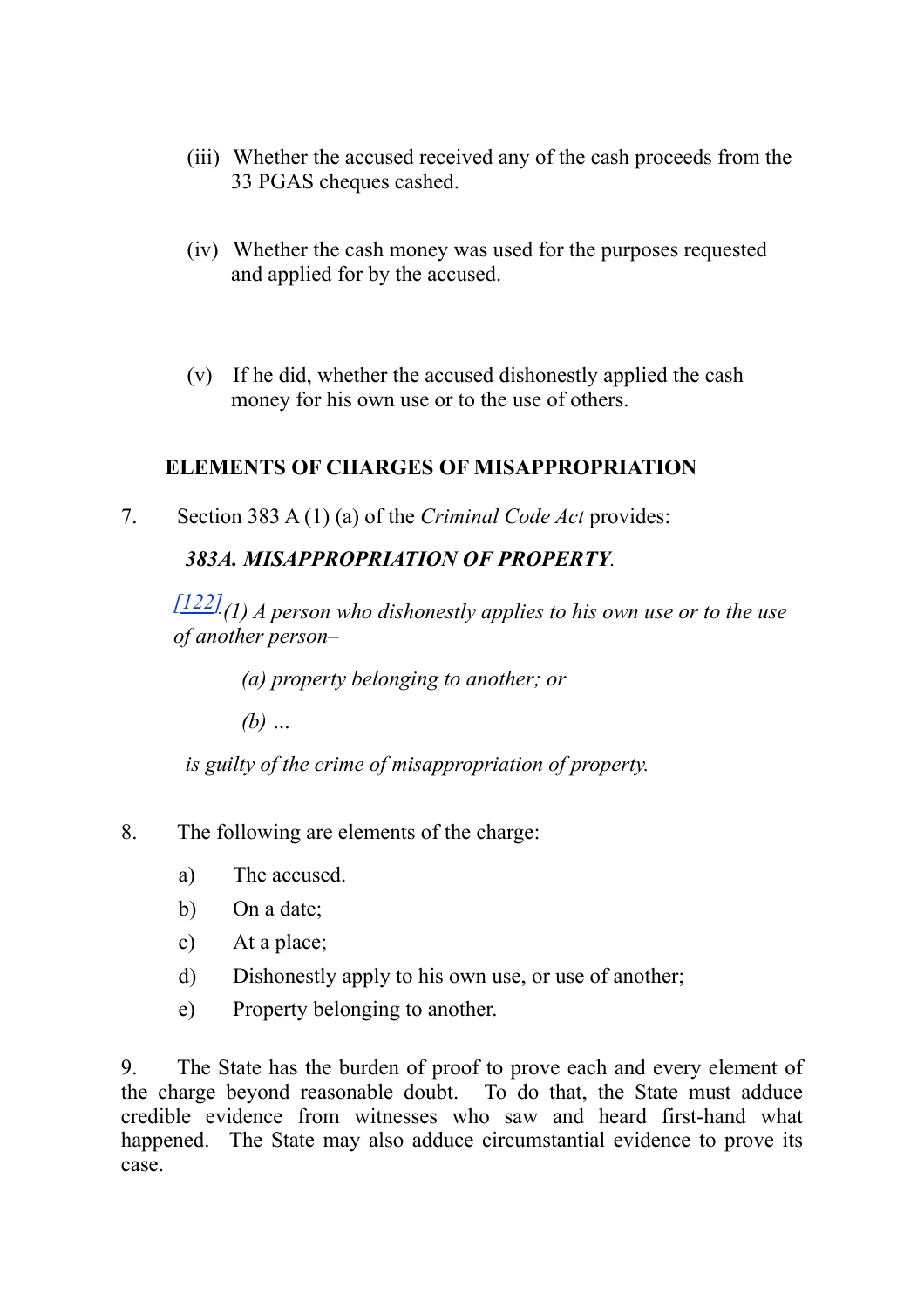(iii) Whether the accused received any of the cash proceeds from the 33 PGAS cheques cashed.

(iv) Whether the cash money was used for the purposes requested and applied for by the accused.

(v) If he did, whether the accused dishonestly applied the cash money for his own use or to the use of others.

## ELEMENTS OF CHARGES OF MISAPPROPRIATION

7. Section 383 A (1) (a) of the *Criminal Code Act* provides:

***383A. MISAPPROPRIATION OF PROPERTY***.

[122]*(1) A person who dishonestly applies to his own use or to the use of another person–*

*(a) property belonging to another; or*

*(b) …*

*is guilty of the crime of misappropriation of property.*

8. The following are elements of the charge:

a) The accused.

b) On a date;

c) At a place;

d) Dishonestly apply to his own use, or use of another;

e) Property belonging to another.

9. The State has the burden of proof to prove each and every element of the charge beyond reasonable doubt. To do that, the State must adduce credible evidence from witnesses who saw and heard first-hand what happened. The State may also adduce circumstantial evidence to prove its case.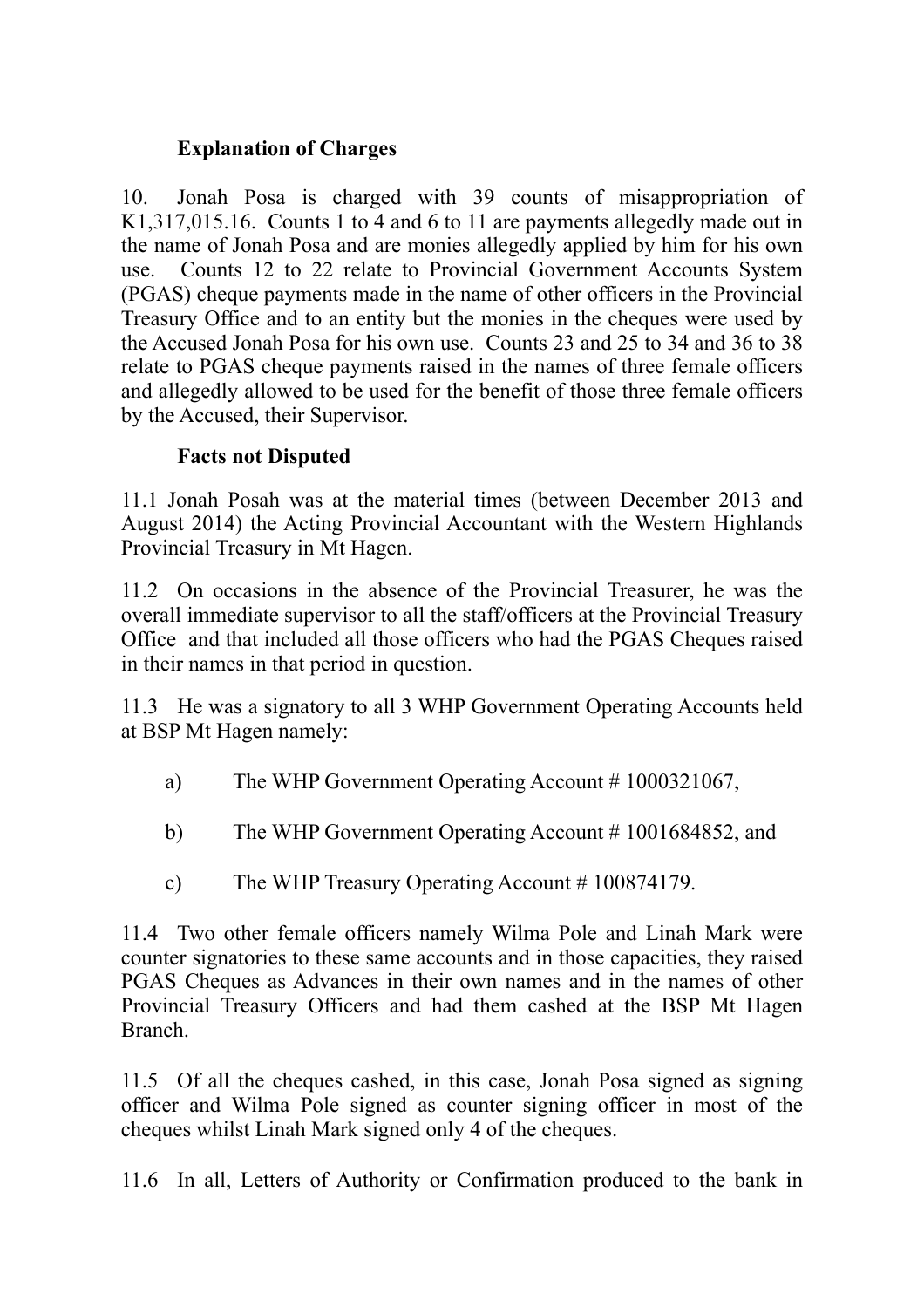**Explanation of Charges**

10. Jonah Posa is charged with 39 counts of misappropriation of K1,317,015.16. Counts 1 to 4 and 6 to 11 are payments allegedly made out in the name of Jonah Posa and are monies allegedly applied by him for his own use. Counts 12 to 22 relate to Provincial Government Accounts System (PGAS) cheque payments made in the name of other officers in the Provincial Treasury Office and to an entity but the monies in the cheques were used by the Accused Jonah Posa for his own use. Counts 23 and 25 to 34 and 36 to 38 relate to PGAS cheque payments raised in the names of three female officers and allegedly allowed to be used for the benefit of those three female officers by the Accused, their Supervisor.

**Facts not Disputed**

11.1 Jonah Posah was at the material times (between December 2013 and August 2014) the Acting Provincial Accountant with the Western Highlands Provincial Treasury in Mt Hagen.

11.2 On occasions in the absence of the Provincial Treasurer, he was the overall immediate supervisor to all the staff/officers at the Provincial Treasury Office and that included all those officers who had the PGAS Cheques raised in their names in that period in question.

11.3 He was a signatory to all 3 WHP Government Operating Accounts held at BSP Mt Hagen namely:

a) The WHP Government Operating Account # 1000321067,

b) The WHP Government Operating Account # 1001684852, and

c) The WHP Treasury Operating Account # 100874179.

11.4 Two other female officers namely Wilma Pole and Linah Mark were counter signatories to these same accounts and in those capacities, they raised PGAS Cheques as Advances in their own names and in the names of other Provincial Treasury Officers and had them cashed at the BSP Mt Hagen Branch.

11.5 Of all the cheques cashed, in this case, Jonah Posa signed as signing officer and Wilma Pole signed as counter signing officer in most of the cheques whilst Linah Mark signed only 4 of the cheques.

11.6 In all, Letters of Authority or Confirmation produced to the bank in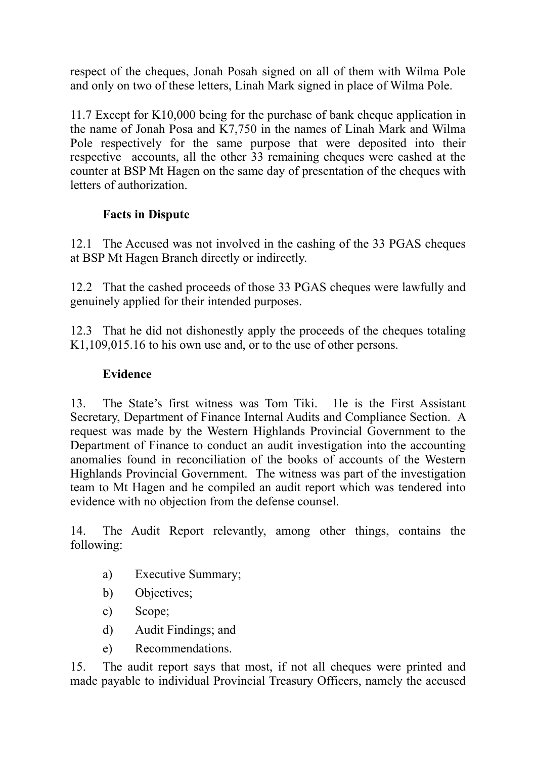respect of the cheques, Jonah Posah signed on all of them with Wilma Pole and only on two of these letters, Linah Mark signed in place of Wilma Pole.

11.7 Except for K10,000 being for the purchase of bank cheque application in the name of Jonah Posa and K7,750 in the names of Linah Mark and Wilma Pole respectively for the same purpose that were deposited into their respective accounts, all the other 33 remaining cheques were cashed at the counter at BSP Mt Hagen on the same day of presentation of the cheques with letters of authorization.

**Facts in Dispute**

12.1 The Accused was not involved in the cashing of the 33 PGAS cheques at BSP Mt Hagen Branch directly or indirectly.

12.2 That the cashed proceeds of those 33 PGAS cheques were lawfully and genuinely applied for their intended purposes.

12.3 That he did not dishonestly apply the proceeds of the cheques totaling K1,109,015.16 to his own use and, or to the use of other persons.

**Evidence**

13. The State's first witness was Tom Tiki. He is the First Assistant Secretary, Department of Finance Internal Audits and Compliance Section. A request was made by the Western Highlands Provincial Government to the Department of Finance to conduct an audit investigation into the accounting anomalies found in reconciliation of the books of accounts of the Western Highlands Provincial Government. The witness was part of the investigation team to Mt Hagen and he compiled an audit report which was tendered into evidence with no objection from the defense counsel.

14. The Audit Report relevantly, among other things, contains the following:

a) Executive Summary;

b) Objectives;

c) Scope;

d) Audit Findings; and

e) Recommendations.

15. The audit report says that most, if not all cheques were printed and made payable to individual Provincial Treasury Officers, namely the accused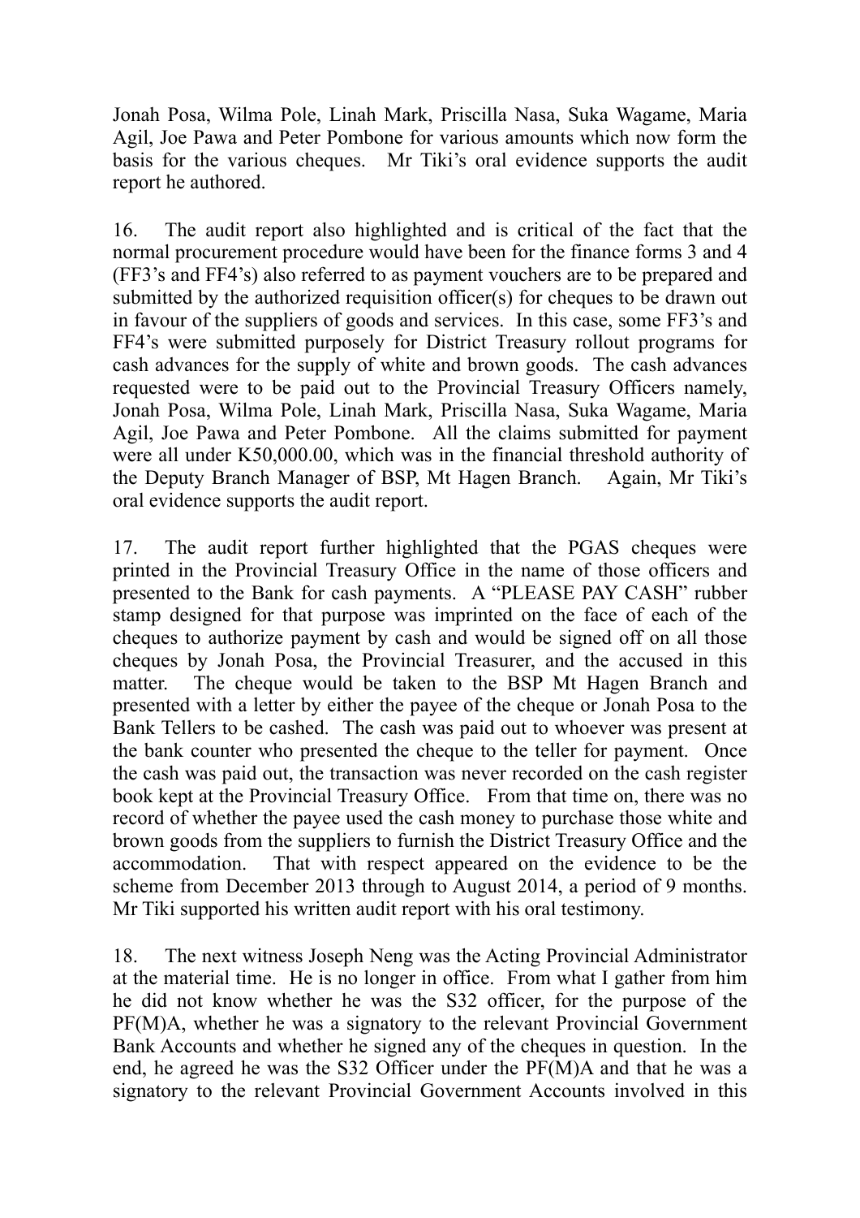Jonah Posa, Wilma Pole, Linah Mark, Priscilla Nasa, Suka Wagame, Maria Agil, Joe Pawa and Peter Pombone for various amounts which now form the basis for the various cheques. Mr Tiki's oral evidence supports the audit report he authored.

16. The audit report also highlighted and is critical of the fact that the normal procurement procedure would have been for the finance forms 3 and 4 (FF3's and FF4's) also referred to as payment vouchers are to be prepared and submitted by the authorized requisition officer(s) for cheques to be drawn out in favour of the suppliers of goods and services. In this case, some FF3's and FF4's were submitted purposely for District Treasury rollout programs for cash advances for the supply of white and brown goods. The cash advances requested were to be paid out to the Provincial Treasury Officers namely, Jonah Posa, Wilma Pole, Linah Mark, Priscilla Nasa, Suka Wagame, Maria Agil, Joe Pawa and Peter Pombone. All the claims submitted for payment were all under K50,000.00, which was in the financial threshold authority of the Deputy Branch Manager of BSP, Mt Hagen Branch. Again, Mr Tiki's oral evidence supports the audit report.

17. The audit report further highlighted that the PGAS cheques were printed in the Provincial Treasury Office in the name of those officers and presented to the Bank for cash payments. A "PLEASE PAY CASH" rubber stamp designed for that purpose was imprinted on the face of each of the cheques to authorize payment by cash and would be signed off on all those cheques by Jonah Posa, the Provincial Treasurer, and the accused in this matter. The cheque would be taken to the BSP Mt Hagen Branch and presented with a letter by either the payee of the cheque or Jonah Posa to the Bank Tellers to be cashed. The cash was paid out to whoever was present at the bank counter who presented the cheque to the teller for payment. Once the cash was paid out, the transaction was never recorded on the cash register book kept at the Provincial Treasury Office. From that time on, there was no record of whether the payee used the cash money to purchase those white and brown goods from the suppliers to furnish the District Treasury Office and the accommodation. That with respect appeared on the evidence to be the scheme from December 2013 through to August 2014, a period of 9 months. Mr Tiki supported his written audit report with his oral testimony.

18. The next witness Joseph Neng was the Acting Provincial Administrator at the material time. He is no longer in office. From what I gather from him he did not know whether he was the S32 officer, for the purpose of the PF(M)A, whether he was a signatory to the relevant Provincial Government Bank Accounts and whether he signed any of the cheques in question. In the end, he agreed he was the S32 Officer under the PF(M)A and that he was a signatory to the relevant Provincial Government Accounts involved in this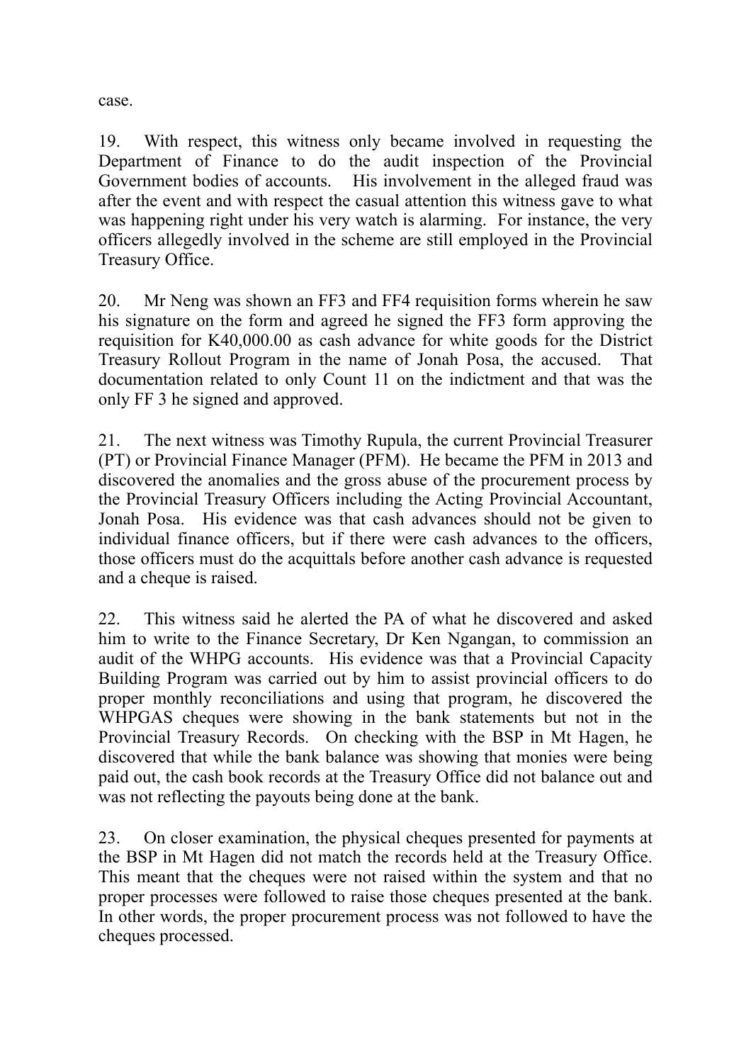case.

19. With respect, this witness only became involved in requesting the Department of Finance to do the audit inspection of the Provincial Government bodies of accounts. His involvement in the alleged fraud was after the event and with respect the casual attention this witness gave to what was happening right under his very watch is alarming. For instance, the very officers allegedly involved in the scheme are still employed in the Provincial Treasury Office.

20. Mr Neng was shown an FF3 and FF4 requisition forms wherein he saw his signature on the form and agreed he signed the FF3 form approving the requisition for K40,000.00 as cash advance for white goods for the District Treasury Rollout Program in the name of Jonah Posa, the accused. That documentation related to only Count 11 on the indictment and that was the only FF 3 he signed and approved.

21. The next witness was Timothy Rupula, the current Provincial Treasurer (PT) or Provincial Finance Manager (PFM). He became the PFM in 2013 and discovered the anomalies and the gross abuse of the procurement process by the Provincial Treasury Officers including the Acting Provincial Accountant, Jonah Posa. His evidence was that cash advances should not be given to individual finance officers, but if there were cash advances to the officers, those officers must do the acquittals before another cash advance is requested and a cheque is raised.

22. This witness said he alerted the PA of what he discovered and asked him to write to the Finance Secretary, Dr Ken Ngangan, to commission an audit of the WHPG accounts. His evidence was that a Provincial Capacity Building Program was carried out by him to assist provincial officers to do proper monthly reconciliations and using that program, he discovered the WHPGAS cheques were showing in the bank statements but not in the Provincial Treasury Records. On checking with the BSP in Mt Hagen, he discovered that while the bank balance was showing that monies were being paid out, the cash book records at the Treasury Office did not balance out and was not reflecting the payouts being done at the bank.

23. On closer examination, the physical cheques presented for payments at the BSP in Mt Hagen did not match the records held at the Treasury Office. This meant that the cheques were not raised within the system and that no proper processes were followed to raise those cheques presented at the bank. In other words, the proper procurement process was not followed to have the cheques processed.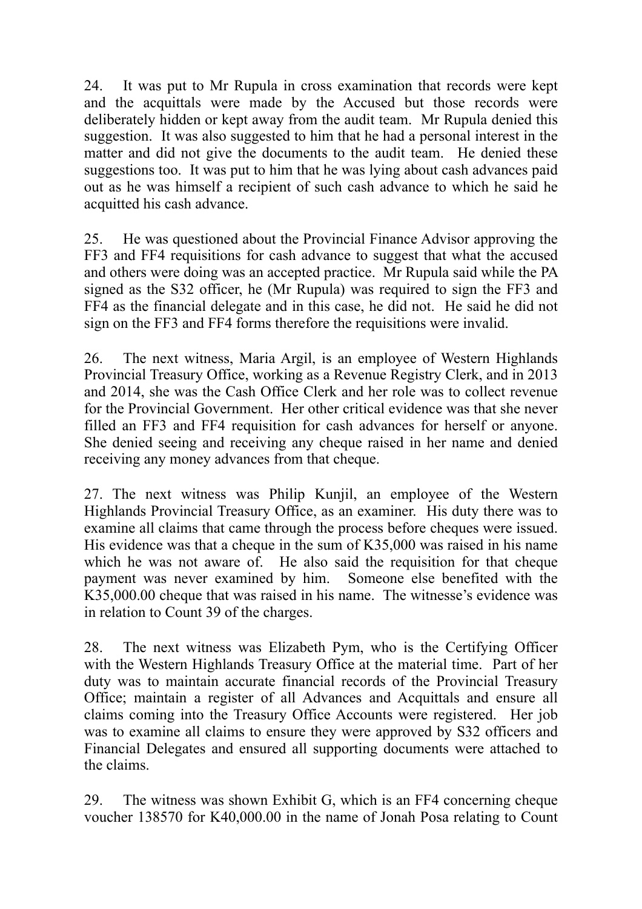24. It was put to Mr Rupula in cross examination that records were kept and the acquittals were made by the Accused but those records were deliberately hidden or kept away from the audit team. Mr Rupula denied this suggestion. It was also suggested to him that he had a personal interest in the matter and did not give the documents to the audit team. He denied these suggestions too. It was put to him that he was lying about cash advances paid out as he was himself a recipient of such cash advance to which he said he acquitted his cash advance.

25. He was questioned about the Provincial Finance Advisor approving the FF3 and FF4 requisitions for cash advance to suggest that what the accused and others were doing was an accepted practice. Mr Rupula said while the PA signed as the S32 officer, he (Mr Rupula) was required to sign the FF3 and FF4 as the financial delegate and in this case, he did not. He said he did not sign on the FF3 and FF4 forms therefore the requisitions were invalid.

26. The next witness, Maria Argil, is an employee of Western Highlands Provincial Treasury Office, working as a Revenue Registry Clerk, and in 2013 and 2014, she was the Cash Office Clerk and her role was to collect revenue for the Provincial Government. Her other critical evidence was that she never filled an FF3 and FF4 requisition for cash advances for herself or anyone. She denied seeing and receiving any cheque raised in her name and denied receiving any money advances from that cheque.

27. The next witness was Philip Kunjil, an employee of the Western Highlands Provincial Treasury Office, as an examiner. His duty there was to examine all claims that came through the process before cheques were issued. His evidence was that a cheque in the sum of K35,000 was raised in his name which he was not aware of. He also said the requisition for that cheque payment was never examined by him. Someone else benefited with the K35,000.00 cheque that was raised in his name. The witnesse's evidence was in relation to Count 39 of the charges.

28. The next witness was Elizabeth Pym, who is the Certifying Officer with the Western Highlands Treasury Office at the material time. Part of her duty was to maintain accurate financial records of the Provincial Treasury Office; maintain a register of all Advances and Acquittals and ensure all claims coming into the Treasury Office Accounts were registered. Her job was to examine all claims to ensure they were approved by S32 officers and Financial Delegates and ensured all supporting documents were attached to the claims.

29. The witness was shown Exhibit G, which is an FF4 concerning cheque voucher 138570 for K40,000.00 in the name of Jonah Posa relating to Count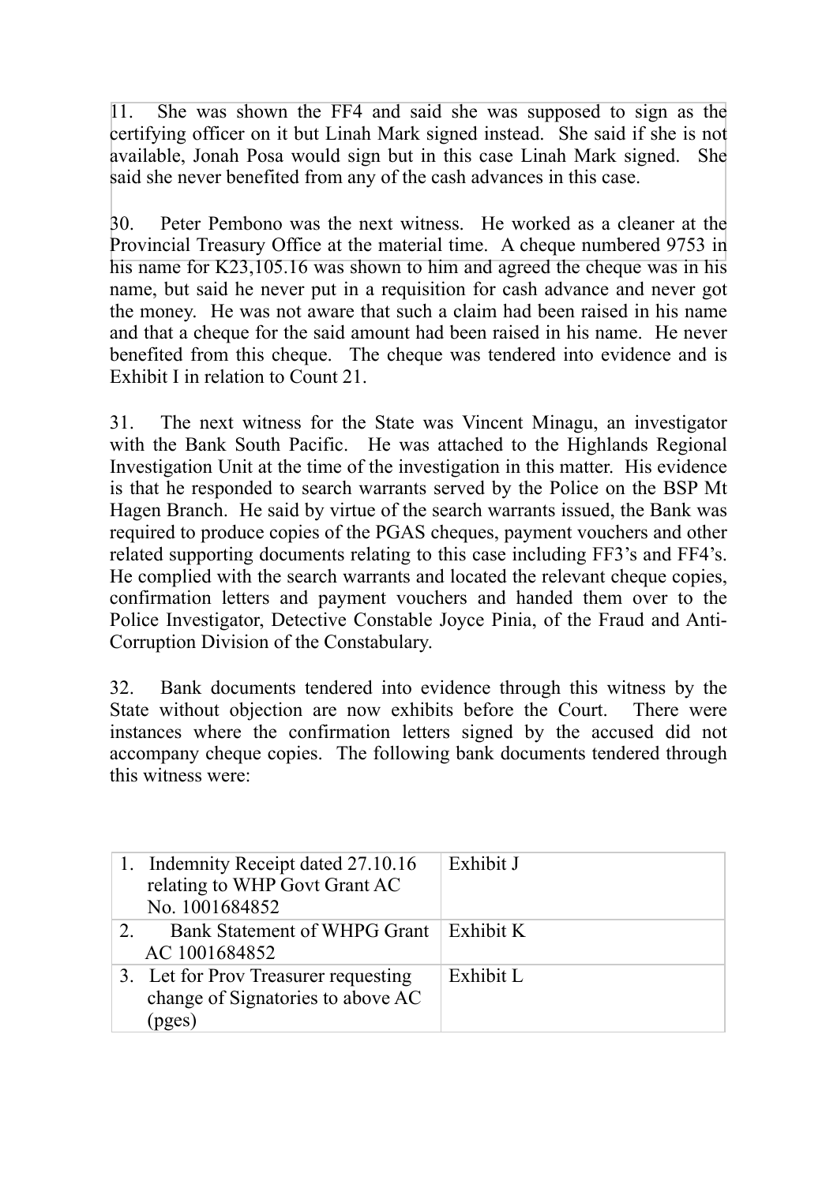11. She was shown the FF4 and said she was supposed to sign as the certifying officer on it but Linah Mark signed instead. She said if she is not available, Jonah Posa would sign but in this case Linah Mark signed. She said she never benefited from any of the cash advances in this case.

30. Peter Pembono was the next witness. He worked as a cleaner at the Provincial Treasury Office at the material time. A cheque numbered 9753 in his name for K23,105.16 was shown to him and agreed the cheque was in his name, but said he never put in a requisition for cash advance and never got the money. He was not aware that such a claim had been raised in his name and that a cheque for the said amount had been raised in his name. He never benefited from this cheque. The cheque was tendered into evidence and is Exhibit I in relation to Count 21.

31. The next witness for the State was Vincent Minagu, an investigator with the Bank South Pacific. He was attached to the Highlands Regional Investigation Unit at the time of the investigation in this matter. His evidence is that he responded to search warrants served by the Police on the BSP Mt Hagen Branch. He said by virtue of the search warrants issued, the Bank was required to produce copies of the PGAS cheques, payment vouchers and other related supporting documents relating to this case including FF3's and FF4's. He complied with the search warrants and located the relevant cheque copies, confirmation letters and payment vouchers and handed them over to the Police Investigator, Detective Constable Joyce Pinia, of the Fraud and Anti-Corruption Division of the Constabulary.

32. Bank documents tendered into evidence through this witness by the State without objection are now exhibits before the Court. There were instances where the confirmation letters signed by the accused did not accompany cheque copies. The following bank documents tendered through this witness were:

| | |
|---|---|
| 1. Indemnity Receipt dated 27.10.16 relating to WHP Govt Grant AC No. 1001684852 | Exhibit J |
| 2. Bank Statement of WHPG Grant AC 1001684852 | Exhibit K |
| 3. Let for Prov Treasurer requesting change of Signatories to above AC (pges) | Exhibit L |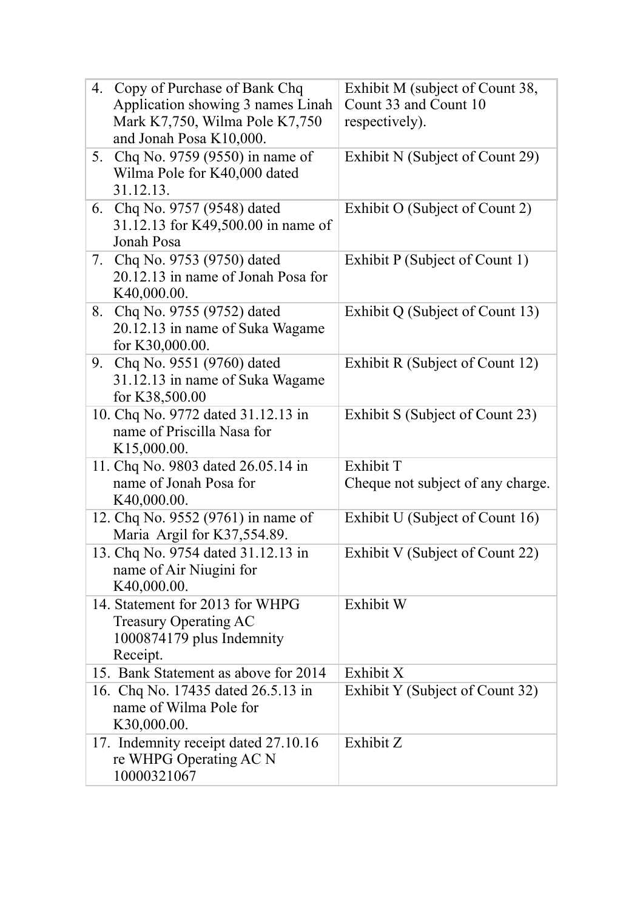| | |
|---|---|
| 4. Copy of Purchase of Bank Chq Application showing 3 names Linah Mark K7,750, Wilma Pole K7,750 and Jonah Posa K10,000. | Exhibit M (subject of Count 38, Count 33 and Count 10 respectively). |
| 5. Chq No. 9759 (9550) in name of Wilma Pole for K40,000 dated 31.12.13. | Exhibit N (Subject of Count 29) |
| 6. Chq No. 9757 (9548) dated 31.12.13 for K49,500.00 in name of Jonah Posa | Exhibit O (Subject of Count 2) |
| 7. Chq No. 9753 (9750) dated 20.12.13 in name of Jonah Posa for K40,000.00. | Exhibit P (Subject of Count 1) |
| 8. Chq No. 9755 (9752) dated 20.12.13 in name of Suka Wagame for K30,000.00. | Exhibit Q (Subject of Count 13) |
| 9. Chq No. 9551 (9760) dated 31.12.13 in name of Suka Wagame for K38,500.00 | Exhibit R (Subject of Count 12) |
| 10. Chq No. 9772 dated 31.12.13 in name of Priscilla Nasa for K15,000.00. | Exhibit S (Subject of Count 23) |
| 11. Chq No. 9803 dated 26.05.14 in name of Jonah Posa for K40,000.00. | Exhibit T<br>Cheque not subject of any charge. |
| 12. Chq No. 9552 (9761) in name of Maria Argil for K37,554.89. | Exhibit U (Subject of Count 16) |
| 13. Chq No. 9754 dated 31.12.13 in name of Air Niugini for K40,000.00. | Exhibit V (Subject of Count 22) |
| 14. Statement for 2013 for WHPG Treasury Operating AC 1000874179 plus Indemnity Receipt. | Exhibit W |
| 15. Bank Statement as above for 2014 | Exhibit X |
| 16. Chq No. 17435 dated 26.5.13 in name of Wilma Pole for K30,000.00. | Exhibit Y (Subject of Count 32) |
| 17. Indemnity receipt dated 27.10.16 re WHPG Operating AC N 10000321067 | Exhibit Z |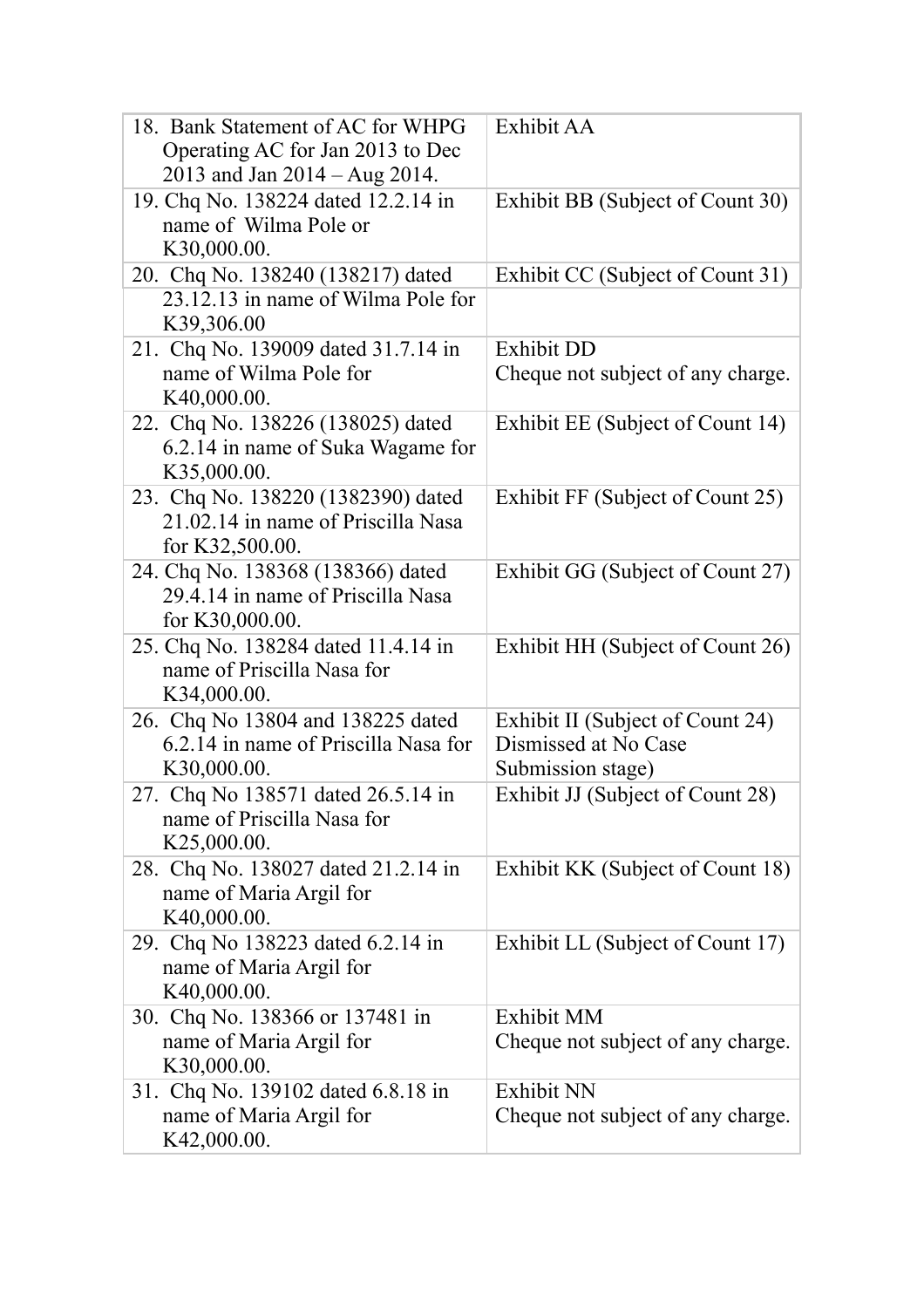| | |
|---|---|
| 18. Bank Statement of AC for WHPG Operating AC for Jan 2013 to Dec 2013 and Jan 2014 – Aug 2014. | Exhibit AA |
| 19. Chq No. 138224 dated 12.2.14 in name of Wilma Pole or K30,000.00. | Exhibit BB (Subject of Count 30) |
| 20. Chq No. 138240 (138217) dated 23.12.13 in name of Wilma Pole for K39,306.00 | Exhibit CC (Subject of Count 31) |
| 21. Chq No. 139009 dated 31.7.14 in name of Wilma Pole for K40,000.00. | Exhibit DD<br>Cheque not subject of any charge. |
| 22. Chq No. 138226 (138025) dated 6.2.14 in name of Suka Wagame for K35,000.00. | Exhibit EE (Subject of Count 14) |
| 23. Chq No. 138220 (1382390) dated 21.02.14 in name of Priscilla Nasa for K32,500.00. | Exhibit FF (Subject of Count 25) |
| 24. Chq No. 138368 (138366) dated 29.4.14 in name of Priscilla Nasa for K30,000.00. | Exhibit GG (Subject of Count 27) |
| 25. Chq No. 138284 dated 11.4.14 in name of Priscilla Nasa for K34,000.00. | Exhibit HH (Subject of Count 26) |
| 26. Chq No 13804 and 138225 dated 6.2.14 in name of Priscilla Nasa for K30,000.00. | Exhibit II (Subject of Count 24) Dismissed at No Case Submission stage) |
| 27. Chq No 138571 dated 26.5.14 in name of Priscilla Nasa for K25,000.00. | Exhibit JJ (Subject of Count 28) |
| 28. Chq No. 138027 dated 21.2.14 in name of Maria Argil for K40,000.00. | Exhibit KK (Subject of Count 18) |
| 29. Chq No 138223 dated 6.2.14 in name of Maria Argil for K40,000.00. | Exhibit LL (Subject of Count 17) |
| 30. Chq No. 138366 or 137481 in name of Maria Argil for K30,000.00. | Exhibit MM<br>Cheque not subject of any charge. |
| 31. Chq No. 139102 dated 6.8.18 in name of Maria Argil for K42,000.00. | Exhibit NN<br>Cheque not subject of any charge. |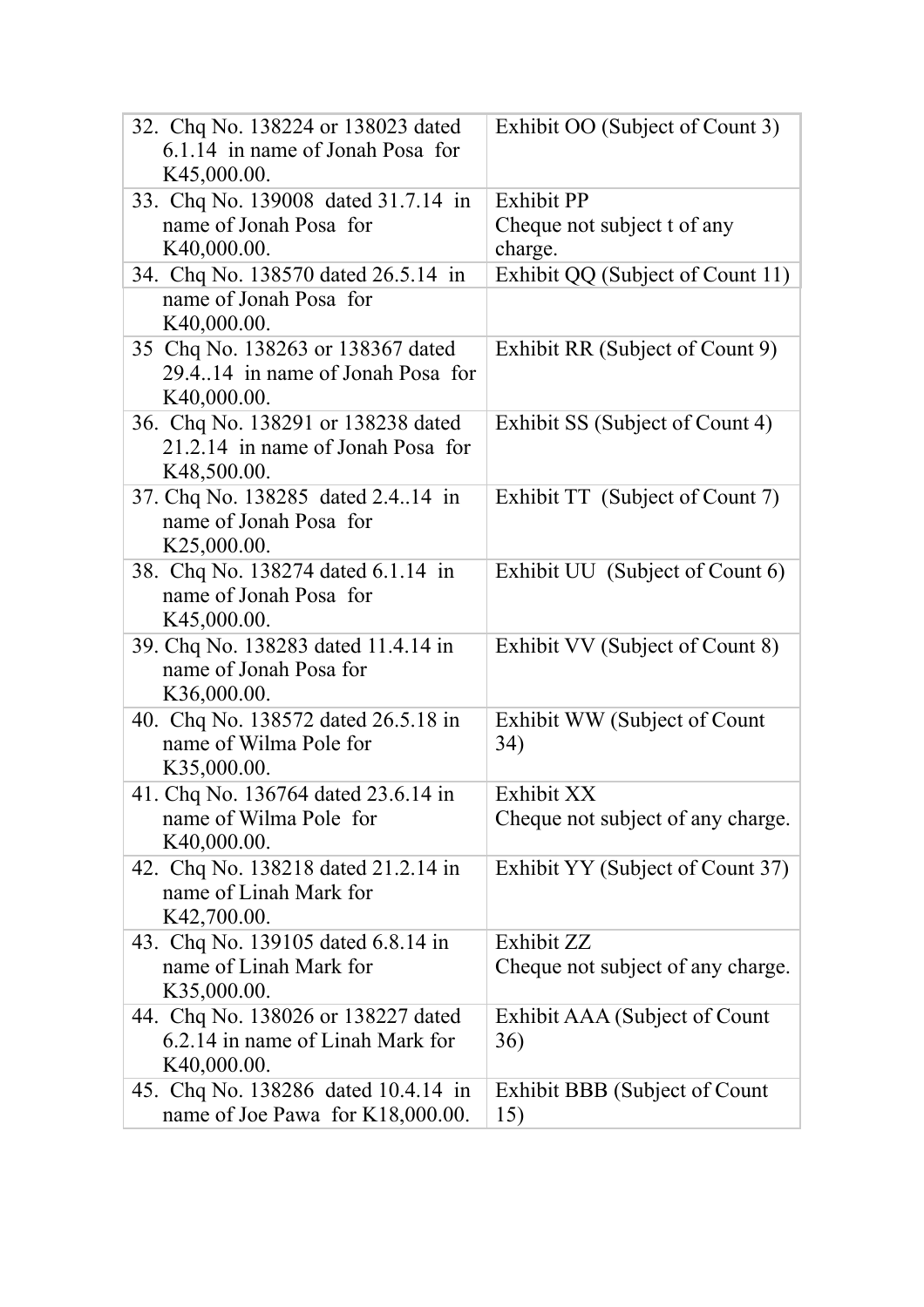| | |
|---|---|
| 32. Chq No. 138224 or 138023 dated 6.1.14 in name of Jonah Posa for K45,000.00. | Exhibit OO (Subject of Count 3) |
| 33. Chq No. 139008 dated 31.7.14 in name of Jonah Posa for K40,000.00. | Exhibit PP<br>Cheque not subject t of any charge. |
| 34. Chq No. 138570 dated 26.5.14 in name of Jonah Posa for K40,000.00. | Exhibit QQ (Subject of Count 11) |
| 35 Chq No. 138263 or 138367 dated 29.4..14 in name of Jonah Posa for K40,000.00. | Exhibit RR (Subject of Count 9) |
| 36. Chq No. 138291 or 138238 dated 21.2.14 in name of Jonah Posa for K48,500.00. | Exhibit SS (Subject of Count 4) |
| 37. Chq No. 138285 dated 2.4..14 in name of Jonah Posa for K25,000.00. | Exhibit TT (Subject of Count 7) |
| 38. Chq No. 138274 dated 6.1.14 in name of Jonah Posa for K45,000.00. | Exhibit UU (Subject of Count 6) |
| 39. Chq No. 138283 dated 11.4.14 in name of Jonah Posa for K36,000.00. | Exhibit VV (Subject of Count 8) |
| 40. Chq No. 138572 dated 26.5.18 in name of Wilma Pole for K35,000.00. | Exhibit WW (Subject of Count 34) |
| 41. Chq No. 136764 dated 23.6.14 in name of Wilma Pole for K40,000.00. | Exhibit XX<br>Cheque not subject of any charge. |
| 42. Chq No. 138218 dated 21.2.14 in name of Linah Mark for K42,700.00. | Exhibit YY (Subject of Count 37) |
| 43. Chq No. 139105 dated 6.8.14 in name of Linah Mark for K35,000.00. | Exhibit ZZ<br>Cheque not subject of any charge. |
| 44. Chq No. 138026 or 138227 dated 6.2.14 in name of Linah Mark for K40,000.00. | Exhibit AAA (Subject of Count 36) |
| 45. Chq No. 138286 dated 10.4.14 in name of Joe Pawa for K18,000.00. | Exhibit BBB (Subject of Count 15) |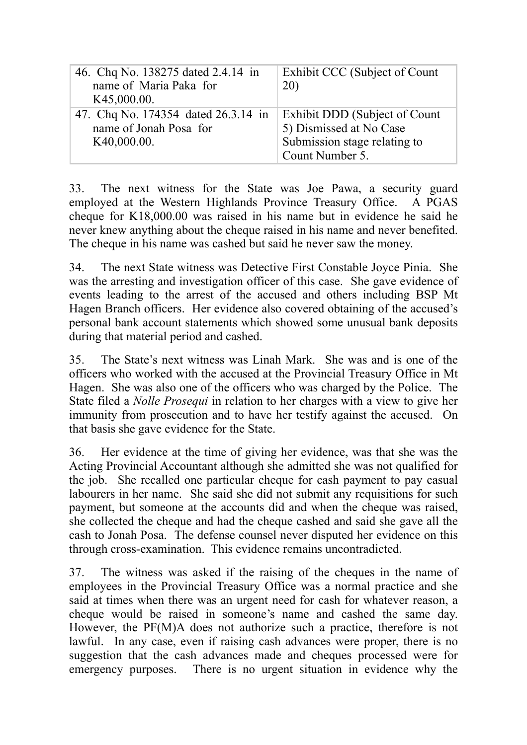| | |
|---|---|
| 46. Chq No. 138275 dated 2.4.14 in name of Maria Paka for K45,000.00. | Exhibit CCC (Subject of Count 20) |
| 47. Chq No. 174354 dated 26.3.14 in name of Jonah Posa for K40,000.00. | Exhibit DDD (Subject of Count 5) Dismissed at No Case Submission stage relating to Count Number 5. |

33. The next witness for the State was Joe Pawa, a security guard employed at the Western Highlands Province Treasury Office. A PGAS cheque for K18,000.00 was raised in his name but in evidence he said he never knew anything about the cheque raised in his name and never benefited. The cheque in his name was cashed but said he never saw the money.

34. The next State witness was Detective First Constable Joyce Pinia. She was the arresting and investigation officer of this case. She gave evidence of events leading to the arrest of the accused and others including BSP Mt Hagen Branch officers. Her evidence also covered obtaining of the accused's personal bank account statements which showed some unusual bank deposits during that material period and cashed.

35. The State's next witness was Linah Mark. She was and is one of the officers who worked with the accused at the Provincial Treasury Office in Mt Hagen. She was also one of the officers who was charged by the Police. The State filed a *Nolle Prosequi* in relation to her charges with a view to give her immunity from prosecution and to have her testify against the accused. On that basis she gave evidence for the State.

36. Her evidence at the time of giving her evidence, was that she was the Acting Provincial Accountant although she admitted she was not qualified for the job. She recalled one particular cheque for cash payment to pay casual labourers in her name. She said she did not submit any requisitions for such payment, but someone at the accounts did and when the cheque was raised, she collected the cheque and had the cheque cashed and said she gave all the cash to Jonah Posa. The defense counsel never disputed her evidence on this through cross-examination. This evidence remains uncontradicted.

37. The witness was asked if the raising of the cheques in the name of employees in the Provincial Treasury Office was a normal practice and she said at times when there was an urgent need for cash for whatever reason, a cheque would be raised in someone's name and cashed the same day. However, the PF(M)A does not authorize such a practice, therefore is not lawful. In any case, even if raising cash advances were proper, there is no suggestion that the cash advances made and cheques processed were for emergency purposes. There is no urgent situation in evidence why the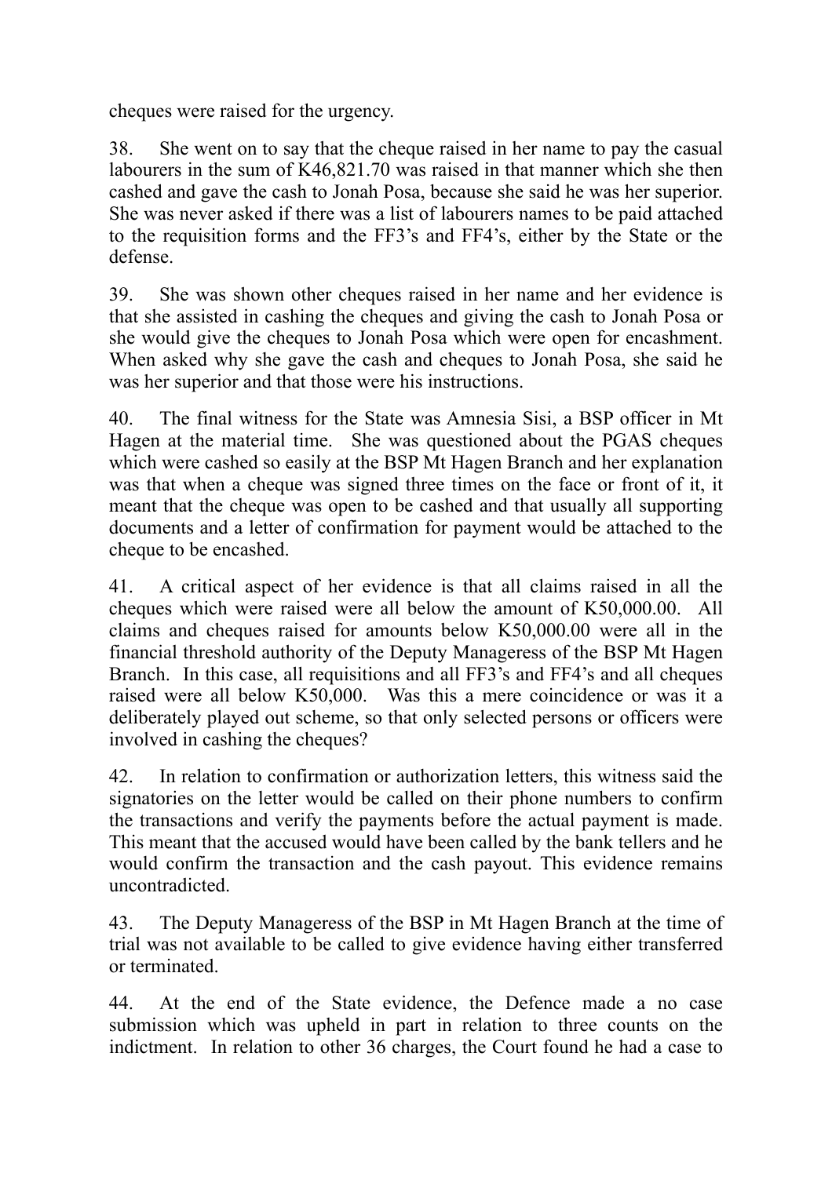cheques were raised for the urgency.

38. She went on to say that the cheque raised in her name to pay the casual labourers in the sum of K46,821.70 was raised in that manner which she then cashed and gave the cash to Jonah Posa, because she said he was her superior. She was never asked if there was a list of labourers names to be paid attached to the requisition forms and the FF3's and FF4's, either by the State or the defense.

39. She was shown other cheques raised in her name and her evidence is that she assisted in cashing the cheques and giving the cash to Jonah Posa or she would give the cheques to Jonah Posa which were open for encashment. When asked why she gave the cash and cheques to Jonah Posa, she said he was her superior and that those were his instructions.

40. The final witness for the State was Amnesia Sisi, a BSP officer in Mt Hagen at the material time. She was questioned about the PGAS cheques which were cashed so easily at the BSP Mt Hagen Branch and her explanation was that when a cheque was signed three times on the face or front of it, it meant that the cheque was open to be cashed and that usually all supporting documents and a letter of confirmation for payment would be attached to the cheque to be encashed.

41. A critical aspect of her evidence is that all claims raised in all the cheques which were raised were all below the amount of K50,000.00. All claims and cheques raised for amounts below K50,000.00 were all in the financial threshold authority of the Deputy Manageress of the BSP Mt Hagen Branch. In this case, all requisitions and all FF3's and FF4's and all cheques raised were all below K50,000. Was this a mere coincidence or was it a deliberately played out scheme, so that only selected persons or officers were involved in cashing the cheques?

42. In relation to confirmation or authorization letters, this witness said the signatories on the letter would be called on their phone numbers to confirm the transactions and verify the payments before the actual payment is made. This meant that the accused would have been called by the bank tellers and he would confirm the transaction and the cash payout. This evidence remains uncontradicted.

43. The Deputy Manageress of the BSP in Mt Hagen Branch at the time of trial was not available to be called to give evidence having either transferred or terminated.

44. At the end of the State evidence, the Defence made a no case submission which was upheld in part in relation to three counts on the indictment. In relation to other 36 charges, the Court found he had a case to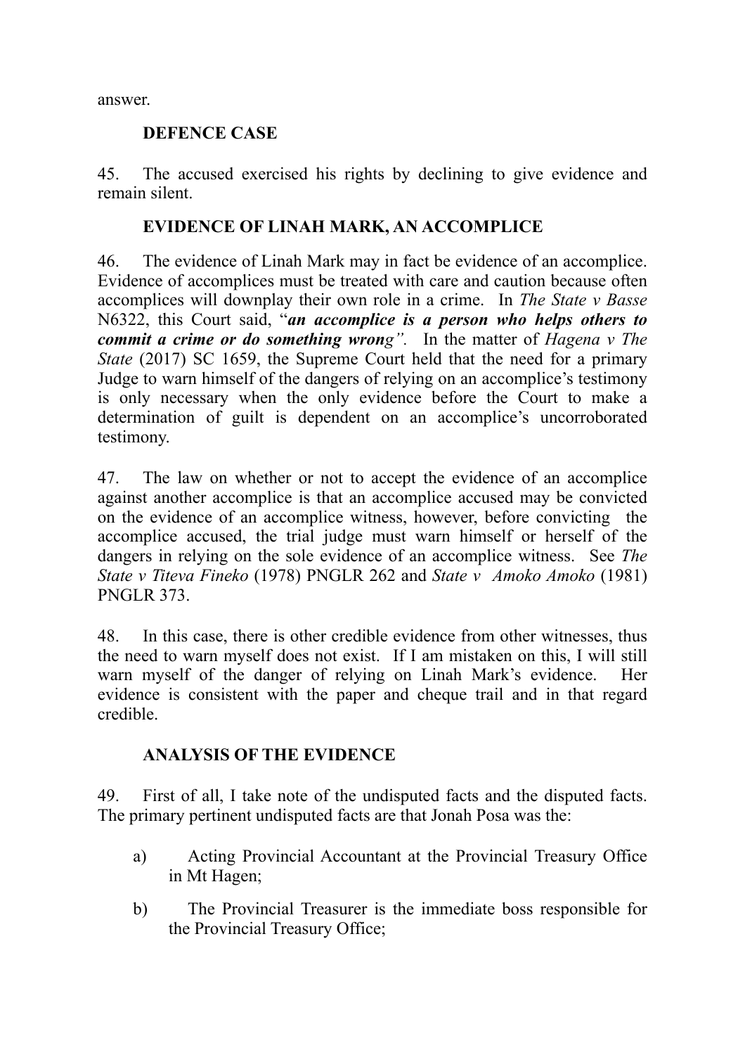answer.

**DEFENCE CASE**

45. The accused exercised his rights by declining to give evidence and remain silent.

**EVIDENCE OF LINAH MARK, AN ACCOMPLICE**

46. The evidence of Linah Mark may in fact be evidence of an accomplice. Evidence of accomplices must be treated with care and caution because often accomplices will downplay their own role in a crime. In *The State v Basse* N6322, this Court said, "***an accomplice is a person who helps others to commit a crime or do something wrong***". In the matter of *Hagena v The State* (2017) SC 1659, the Supreme Court held that the need for a primary Judge to warn himself of the dangers of relying on an accomplice's testimony is only necessary when the only evidence before the Court to make a determination of guilt is dependent on an accomplice's uncorroborated testimony.

47. The law on whether or not to accept the evidence of an accomplice against another accomplice is that an accomplice accused may be convicted on the evidence of an accomplice witness, however, before convicting the accomplice accused, the trial judge must warn himself or herself of the dangers in relying on the sole evidence of an accomplice witness. See *The State v Titeva Fineko* (1978) PNGLR 262 and *State v Amoko Amoko* (1981) PNGLR 373.

48. In this case, there is other credible evidence from other witnesses, thus the need to warn myself does not exist. If I am mistaken on this, I will still warn myself of the danger of relying on Linah Mark's evidence. Her evidence is consistent with the paper and cheque trail and in that regard credible.

**ANALYSIS OF THE EVIDENCE**

49. First of all, I take note of the undisputed facts and the disputed facts. The primary pertinent undisputed facts are that Jonah Posa was the:

a) Acting Provincial Accountant at the Provincial Treasury Office in Mt Hagen;

b) The Provincial Treasurer is the immediate boss responsible for the Provincial Treasury Office;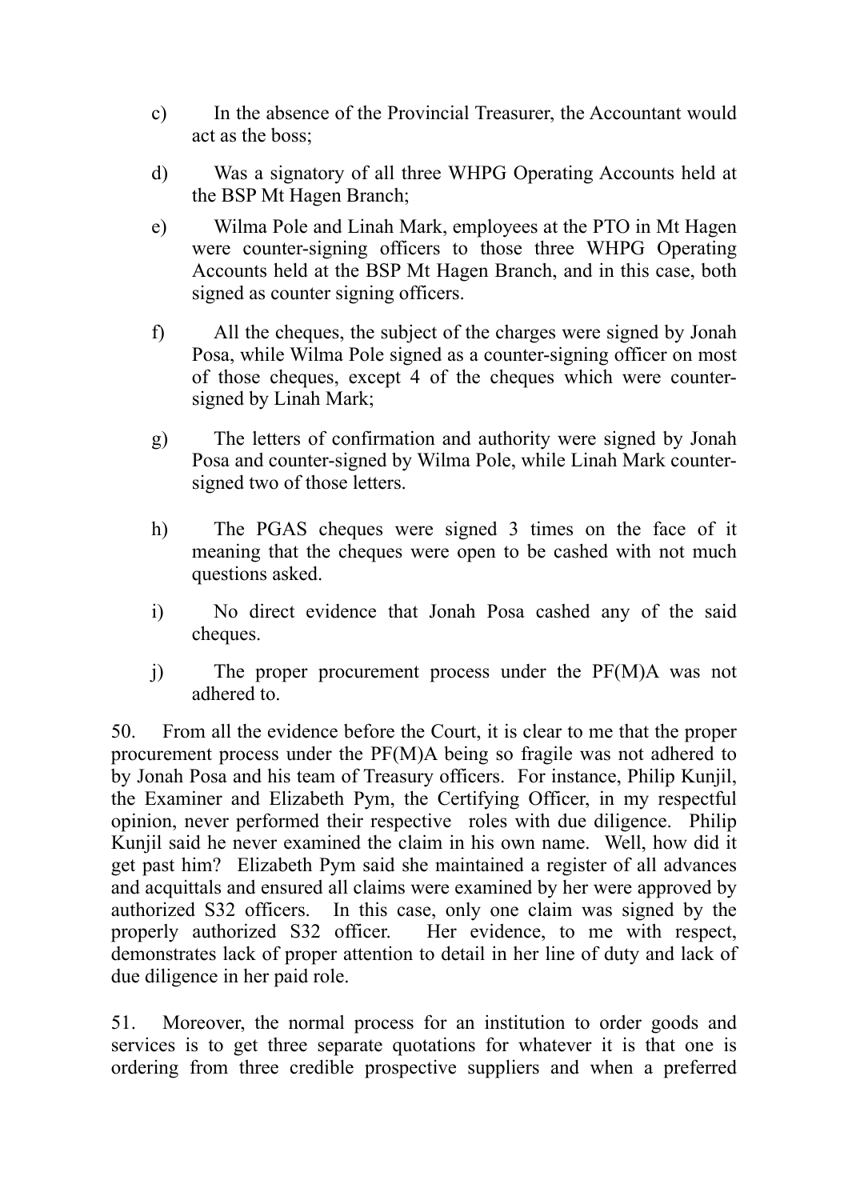c) In the absence of the Provincial Treasurer, the Accountant would act as the boss;

d) Was a signatory of all three WHPG Operating Accounts held at the BSP Mt Hagen Branch;

e) Wilma Pole and Linah Mark, employees at the PTO in Mt Hagen were counter-signing officers to those three WHPG Operating Accounts held at the BSP Mt Hagen Branch, and in this case, both signed as counter signing officers.

f) All the cheques, the subject of the charges were signed by Jonah Posa, while Wilma Pole signed as a counter-signing officer on most of those cheques, except 4 of the cheques which were counter-signed by Linah Mark;

g) The letters of confirmation and authority were signed by Jonah Posa and counter-signed by Wilma Pole, while Linah Mark counter-signed two of those letters.

h) The PGAS cheques were signed 3 times on the face of it meaning that the cheques were open to be cashed with not much questions asked.

i) No direct evidence that Jonah Posa cashed any of the said cheques.

j) The proper procurement process under the PF(M)A was not adhered to.

50. From all the evidence before the Court, it is clear to me that the proper procurement process under the PF(M)A being so fragile was not adhered to by Jonah Posa and his team of Treasury officers. For instance, Philip Kunjil, the Examiner and Elizabeth Pym, the Certifying Officer, in my respectful opinion, never performed their respective roles with due diligence. Philip Kunjil said he never examined the claim in his own name. Well, how did it get past him? Elizabeth Pym said she maintained a register of all advances and acquittals and ensured all claims were examined by her were approved by authorized S32 officers. In this case, only one claim was signed by the properly authorized S32 officer. Her evidence, to me with respect, demonstrates lack of proper attention to detail in her line of duty and lack of due diligence in her paid role.

51. Moreover, the normal process for an institution to order goods and services is to get three separate quotations for whatever it is that one is ordering from three credible prospective suppliers and when a preferred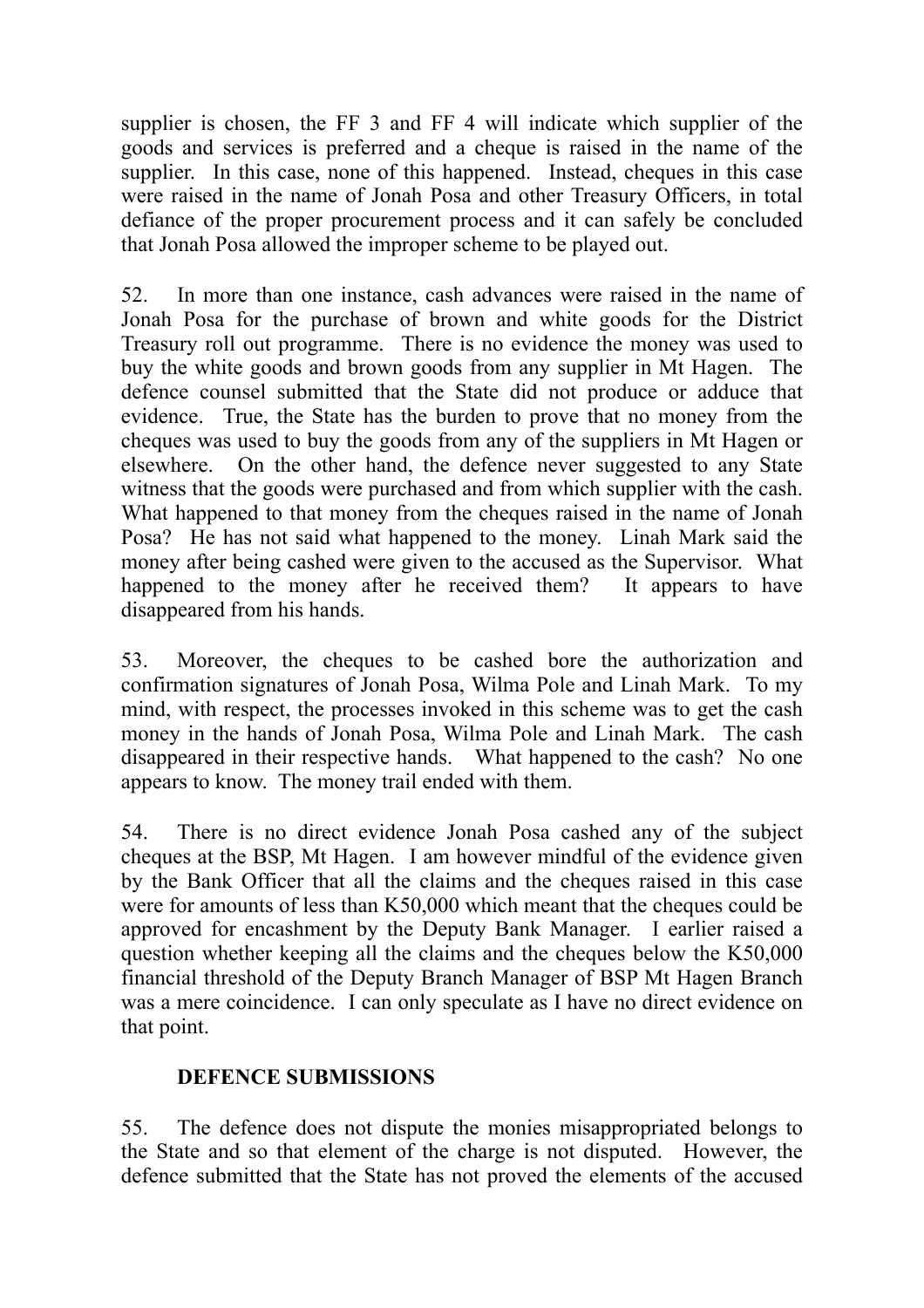supplier is chosen, the FF 3 and FF 4 will indicate which supplier of the goods and services is preferred and a cheque is raised in the name of the supplier. In this case, none of this happened. Instead, cheques in this case were raised in the name of Jonah Posa and other Treasury Officers, in total defiance of the proper procurement process and it can safely be concluded that Jonah Posa allowed the improper scheme to be played out.

52. In more than one instance, cash advances were raised in the name of Jonah Posa for the purchase of brown and white goods for the District Treasury roll out programme. There is no evidence the money was used to buy the white goods and brown goods from any supplier in Mt Hagen. The defence counsel submitted that the State did not produce or adduce that evidence. True, the State has the burden to prove that no money from the cheques was used to buy the goods from any of the suppliers in Mt Hagen or elsewhere. On the other hand, the defence never suggested to any State witness that the goods were purchased and from which supplier with the cash. What happened to that money from the cheques raised in the name of Jonah Posa? He has not said what happened to the money. Linah Mark said the money after being cashed were given to the accused as the Supervisor. What happened to the money after he received them? It appears to have disappeared from his hands.

53. Moreover, the cheques to be cashed bore the authorization and confirmation signatures of Jonah Posa, Wilma Pole and Linah Mark. To my mind, with respect, the processes invoked in this scheme was to get the cash money in the hands of Jonah Posa, Wilma Pole and Linah Mark. The cash disappeared in their respective hands. What happened to the cash? No one appears to know. The money trail ended with them.

54. There is no direct evidence Jonah Posa cashed any of the subject cheques at the BSP, Mt Hagen. I am however mindful of the evidence given by the Bank Officer that all the claims and the cheques raised in this case were for amounts of less than K50,000 which meant that the cheques could be approved for encashment by the Deputy Bank Manager. I earlier raised a question whether keeping all the claims and the cheques below the K50,000 financial threshold of the Deputy Branch Manager of BSP Mt Hagen Branch was a mere coincidence. I can only speculate as I have no direct evidence on that point.

**DEFENCE SUBMISSIONS**

55. The defence does not dispute the monies misappropriated belongs to the State and so that element of the charge is not disputed. However, the defence submitted that the State has not proved the elements of the accused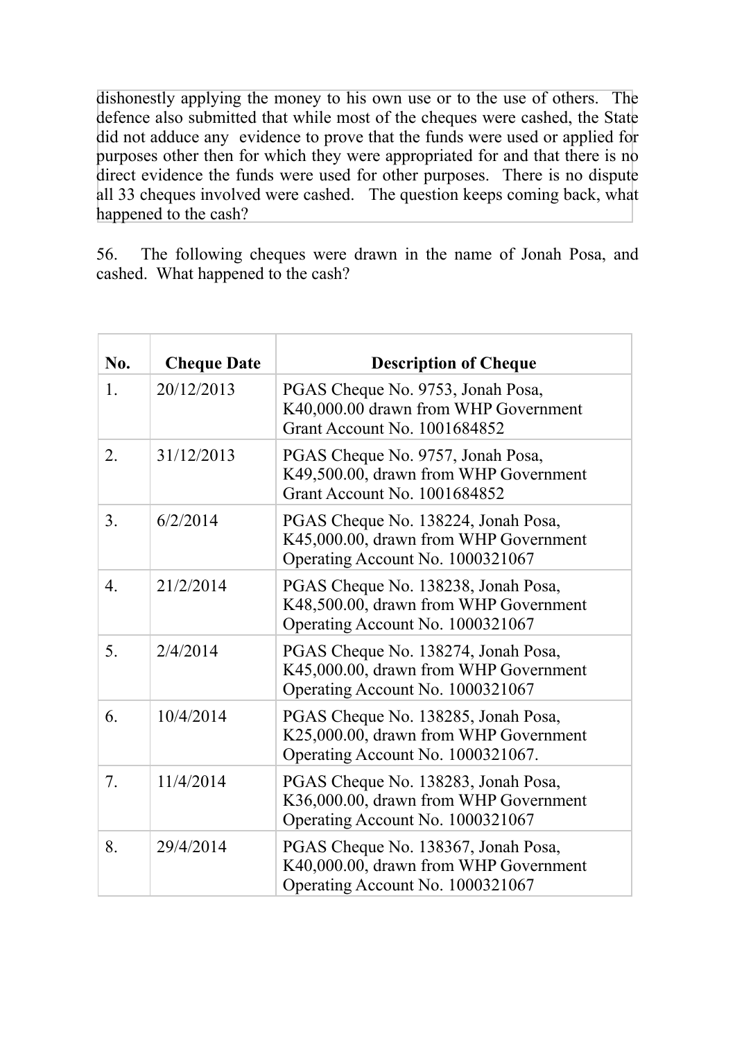dishonestly applying the money to his own use or to the use of others. The defence also submitted that while most of the cheques were cashed, the State did not adduce any evidence to prove that the funds were used or applied for purposes other then for which they were appropriated for and that there is no direct evidence the funds were used for other purposes. There is no dispute all 33 cheques involved were cashed. The question keeps coming back, what happened to the cash?

56. The following cheques were drawn in the name of Jonah Posa, and cashed. What happened to the cash?

| No. | Cheque Date | Description of Cheque |
|---|---|---|
| 1. | 20/12/2013 | PGAS Cheque No. 9753, Jonah Posa, K40,000.00 drawn from WHP Government Grant Account No. 1001684852 |
| 2. | 31/12/2013 | PGAS Cheque No. 9757, Jonah Posa, K49,500.00, drawn from WHP Government Grant Account No. 1001684852 |
| 3. | 6/2/2014 | PGAS Cheque No. 138224, Jonah Posa, K45,000.00, drawn from WHP Government Operating Account No. 1000321067 |
| 4. | 21/2/2014 | PGAS Cheque No. 138238, Jonah Posa, K48,500.00, drawn from WHP Government Operating Account No. 1000321067 |
| 5. | 2/4/2014 | PGAS Cheque No. 138274, Jonah Posa, K45,000.00, drawn from WHP Government Operating Account No. 1000321067 |
| 6. | 10/4/2014 | PGAS Cheque No. 138285, Jonah Posa, K25,000.00, drawn from WHP Government Operating Account No. 1000321067. |
| 7. | 11/4/2014 | PGAS Cheque No. 138283, Jonah Posa, K36,000.00, drawn from WHP Government Operating Account No. 1000321067 |
| 8. | 29/4/2014 | PGAS Cheque No. 138367, Jonah Posa, K40,000.00, drawn from WHP Government Operating Account No. 1000321067 |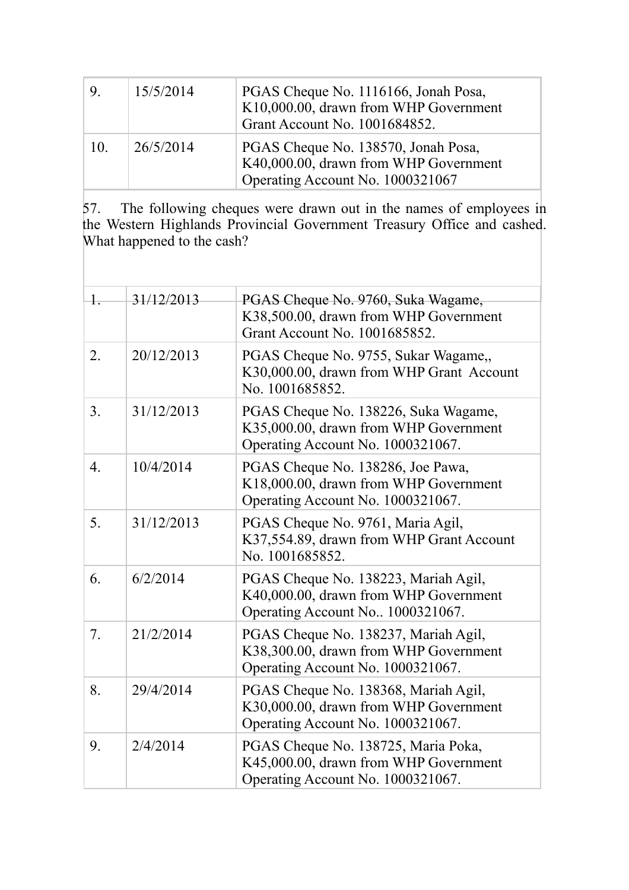| | | |
|---|---|---|
| 9. | 15/5/2014 | PGAS Cheque No. 1116166, Jonah Posa, K10,000.00, drawn from WHP Government Grant Account No. 1001684852. |
| 10. | 26/5/2014 | PGAS Cheque No. 138570, Jonah Posa, K40,000.00, drawn from WHP Government Operating Account No. 1000321067 |

57. The following cheques were drawn out in the names of employees in the Western Highlands Provincial Government Treasury Office and cashed. What happened to the cash?

| | | |
|---|---|---|
| 1. | 31/12/2013 | PGAS Cheque No. 9760, Suka Wagame, K38,500.00, drawn from WHP Government Grant Account No. 1001685852. |
| 2. | 20/12/2013 | PGAS Cheque No. 9755, Sukar Wagame,, K30,000.00, drawn from WHP Grant Account No. 1001685852. |
| 3. | 31/12/2013 | PGAS Cheque No. 138226, Suka Wagame, K35,000.00, drawn from WHP Government Operating Account No. 1000321067. |
| 4. | 10/4/2014 | PGAS Cheque No. 138286, Joe Pawa, K18,000.00, drawn from WHP Government Operating Account No. 1000321067. |
| 5. | 31/12/2013 | PGAS Cheque No. 9761, Maria Agil, K37,554.89, drawn from WHP Grant Account No. 1001685852. |
| 6. | 6/2/2014 | PGAS Cheque No. 138223, Mariah Agil, K40,000.00, drawn from WHP Government Operating Account No.. 1000321067. |
| 7. | 21/2/2014 | PGAS Cheque No. 138237, Mariah Agil, K38,300.00, drawn from WHP Government Operating Account No. 1000321067. |
| 8. | 29/4/2014 | PGAS Cheque No. 138368, Mariah Agil, K30,000.00, drawn from WHP Government Operating Account No. 1000321067. |
| 9. | 2/4/2014 | PGAS Cheque No. 138725, Maria Poka, K45,000.00, drawn from WHP Government Operating Account No. 1000321067. |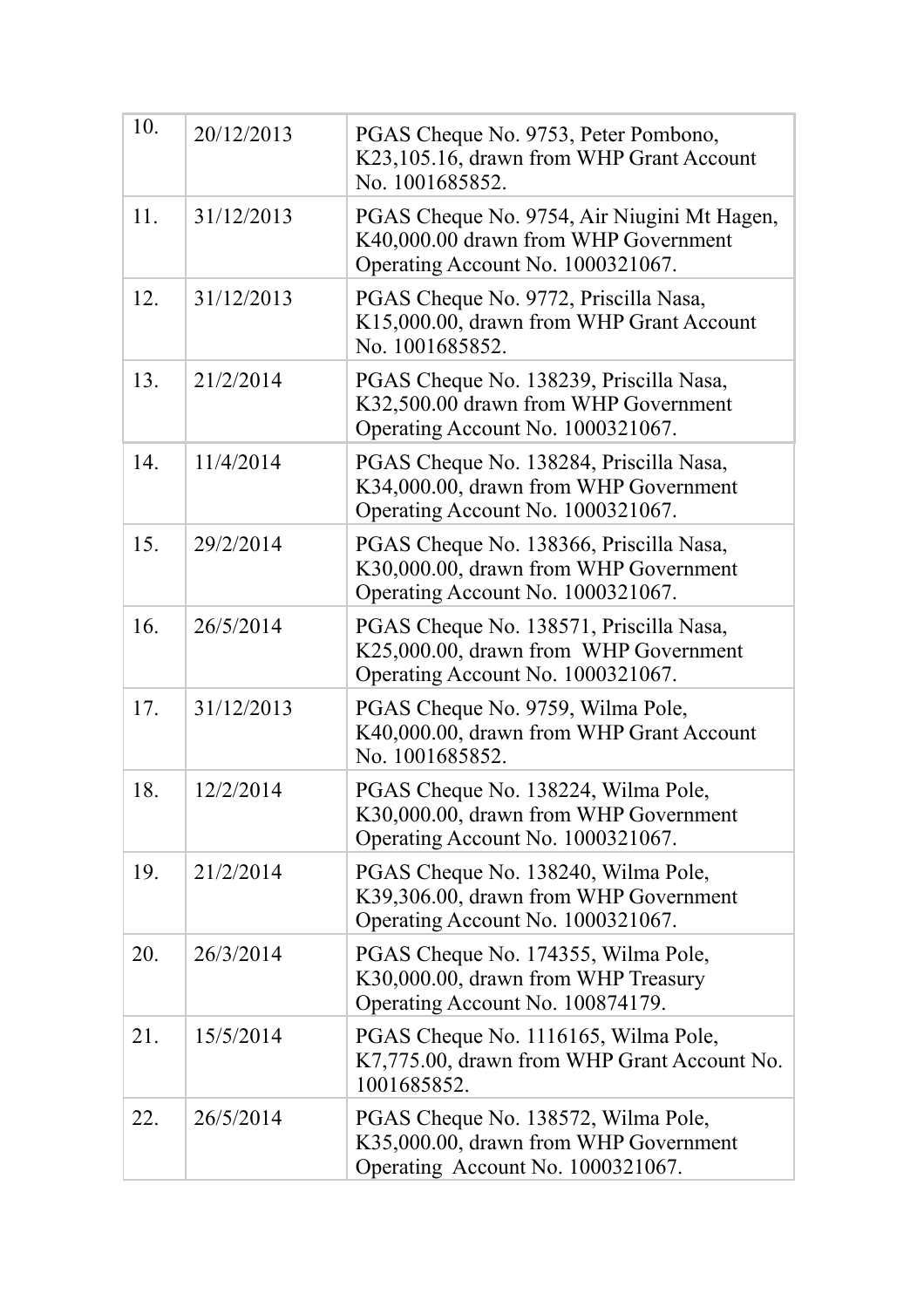| | | |
|---|---|---|
| 10. | 20/12/2013 | PGAS Cheque No. 9753, Peter Pombono, K23,105.16, drawn from WHP Grant Account No. 1001685852. |
| 11. | 31/12/2013 | PGAS Cheque No. 9754, Air Niugini Mt Hagen, K40,000.00 drawn from WHP Government Operating Account No. 1000321067. |
| 12. | 31/12/2013 | PGAS Cheque No. 9772, Priscilla Nasa, K15,000.00, drawn from WHP Grant Account No. 1001685852. |
| 13. | 21/2/2014 | PGAS Cheque No. 138239, Priscilla Nasa, K32,500.00 drawn from WHP Government Operating Account No. 1000321067. |
| 14. | 11/4/2014 | PGAS Cheque No. 138284, Priscilla Nasa, K34,000.00, drawn from WHP Government Operating Account No. 1000321067. |
| 15. | 29/2/2014 | PGAS Cheque No. 138366, Priscilla Nasa, K30,000.00, drawn from WHP Government Operating Account No. 1000321067. |
| 16. | 26/5/2014 | PGAS Cheque No. 138571, Priscilla Nasa, K25,000.00, drawn from WHP Government Operating Account No. 1000321067. |
| 17. | 31/12/2013 | PGAS Cheque No. 9759, Wilma Pole, K40,000.00, drawn from WHP Grant Account No. 1001685852. |
| 18. | 12/2/2014 | PGAS Cheque No. 138224, Wilma Pole, K30,000.00, drawn from WHP Government Operating Account No. 1000321067. |
| 19. | 21/2/2014 | PGAS Cheque No. 138240, Wilma Pole, K39,306.00, drawn from WHP Government Operating Account No. 1000321067. |
| 20. | 26/3/2014 | PGAS Cheque No. 174355, Wilma Pole, K30,000.00, drawn from WHP Treasury Operating Account No. 100874179. |
| 21. | 15/5/2014 | PGAS Cheque No. 1116165, Wilma Pole, K7,775.00, drawn from WHP Grant Account No. 1001685852. |
| 22. | 26/5/2014 | PGAS Cheque No. 138572, Wilma Pole, K35,000.00, drawn from WHP Government Operating Account No. 1000321067. |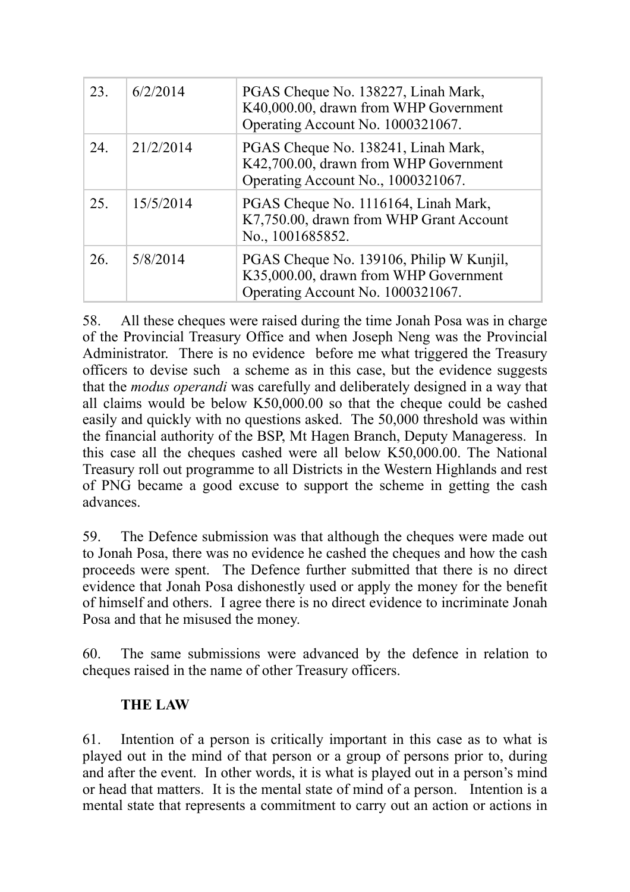| 23. | 6/2/2014 | PGAS Cheque No. 138227, Linah Mark, K40,000.00, drawn from WHP Government Operating Account No. 1000321067. |
|---|---|---|
| 24. | 21/2/2014 | PGAS Cheque No. 138241, Linah Mark, K42,700.00, drawn from WHP Government Operating Account No., 1000321067. |
| 25. | 15/5/2014 | PGAS Cheque No. 1116164, Linah Mark, K7,750.00, drawn from WHP Grant Account No., 1001685852. |
| 26. | 5/8/2014 | PGAS Cheque No. 139106, Philip W Kunjil, K35,000.00, drawn from WHP Government Operating Account No. 1000321067. |

58. All these cheques were raised during the time Jonah Posa was in charge of the Provincial Treasury Office and when Joseph Neng was the Provincial Administrator. There is no evidence before me what triggered the Treasury officers to devise such a scheme as in this case, but the evidence suggests that the *modus operandi* was carefully and deliberately designed in a way that all claims would be below K50,000.00 so that the cheque could be cashed easily and quickly with no questions asked. The 50,000 threshold was within the financial authority of the BSP, Mt Hagen Branch, Deputy Manageress. In this case all the cheques cashed were all below K50,000.00. The National Treasury roll out programme to all Districts in the Western Highlands and rest of PNG became a good excuse to support the scheme in getting the cash advances.

59. The Defence submission was that although the cheques were made out to Jonah Posa, there was no evidence he cashed the cheques and how the cash proceeds were spent. The Defence further submitted that there is no direct evidence that Jonah Posa dishonestly used or apply the money for the benefit of himself and others. I agree there is no direct evidence to incriminate Jonah Posa and that he misused the money.

60. The same submissions were advanced by the defence in relation to cheques raised in the name of other Treasury officers.

**THE LAW**

61. Intention of a person is critically important in this case as to what is played out in the mind of that person or a group of persons prior to, during and after the event. In other words, it is what is played out in a person's mind or head that matters. It is the mental state of mind of a person. Intention is a mental state that represents a commitment to carry out an action or actions in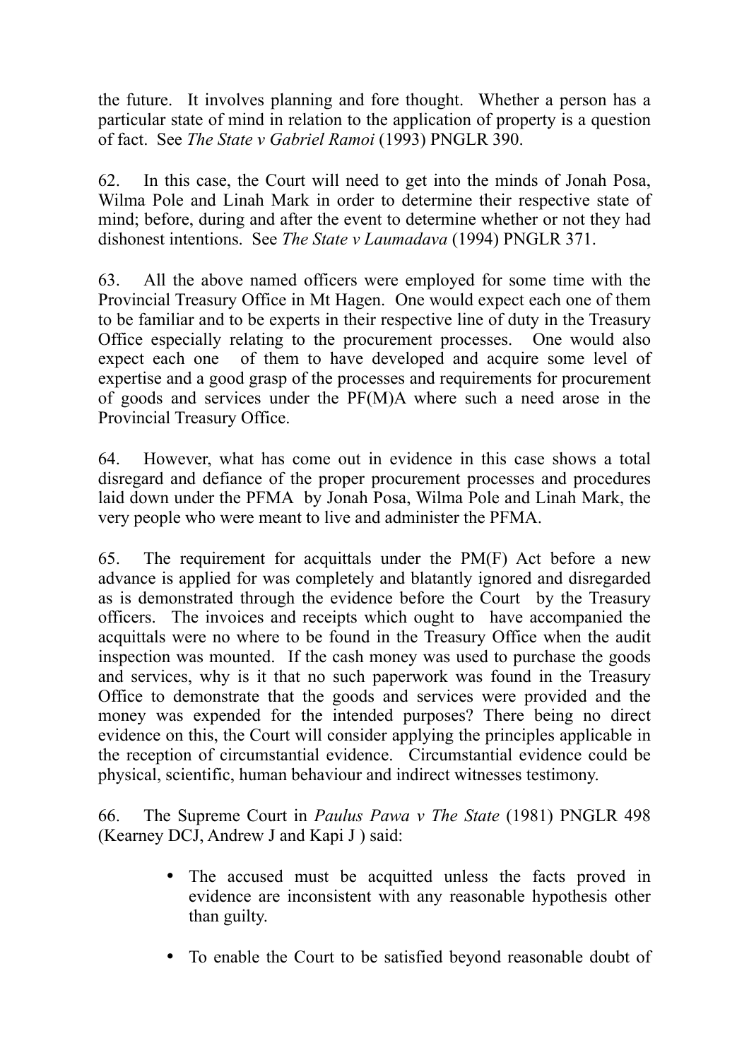the future. It involves planning and fore thought. Whether a person has a particular state of mind in relation to the application of property is a question of fact. See *The State v Gabriel Ramoi* (1993) PNGLR 390.

62. In this case, the Court will need to get into the minds of Jonah Posa, Wilma Pole and Linah Mark in order to determine their respective state of mind; before, during and after the event to determine whether or not they had dishonest intentions. See *The State v Laumadava* (1994) PNGLR 371.

63. All the above named officers were employed for some time with the Provincial Treasury Office in Mt Hagen. One would expect each one of them to be familiar and to be experts in their respective line of duty in the Treasury Office especially relating to the procurement processes. One would also expect each one of them to have developed and acquire some level of expertise and a good grasp of the processes and requirements for procurement of goods and services under the PF(M)A where such a need arose in the Provincial Treasury Office.

64. However, what has come out in evidence in this case shows a total disregard and defiance of the proper procurement processes and procedures laid down under the PFMA by Jonah Posa, Wilma Pole and Linah Mark, the very people who were meant to live and administer the PFMA.

65. The requirement for acquittals under the PM(F) Act before a new advance is applied for was completely and blatantly ignored and disregarded as is demonstrated through the evidence before the Court by the Treasury officers. The invoices and receipts which ought to have accompanied the acquittals were no where to be found in the Treasury Office when the audit inspection was mounted. If the cash money was used to purchase the goods and services, why is it that no such paperwork was found in the Treasury Office to demonstrate that the goods and services were provided and the money was expended for the intended purposes? There being no direct evidence on this, the Court will consider applying the principles applicable in the reception of circumstantial evidence. Circumstantial evidence could be physical, scientific, human behaviour and indirect witnesses testimony.

66. The Supreme Court in *Paulus Pawa v The State* (1981) PNGLR 498 (Kearney DCJ, Andrew J and Kapi J ) said:

- The accused must be acquitted unless the facts proved in evidence are inconsistent with any reasonable hypothesis other than guilty.

- To enable the Court to be satisfied beyond reasonable doubt of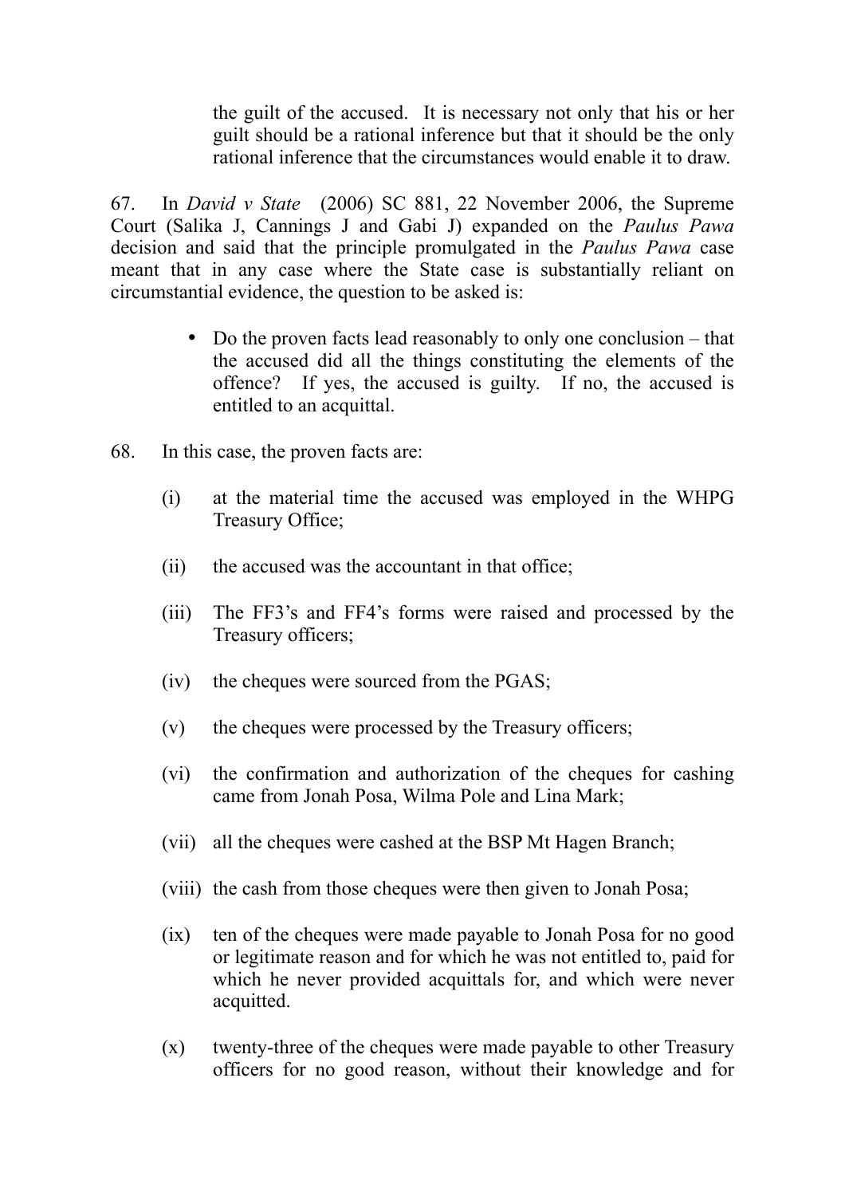the guilt of the accused. It is necessary not only that his or her guilt should be a rational inference but that it should be the only rational inference that the circumstances would enable it to draw.

67. In *David v State* (2006) SC 881, 22 November 2006, the Supreme Court (Salika J, Cannings J and Gabi J) expanded on the *Paulus Pawa* decision and said that the principle promulgated in the *Paulus Pawa* case meant that in any case where the State case is substantially reliant on circumstantial evidence, the question to be asked is:

- Do the proven facts lead reasonably to only one conclusion – that the accused did all the things constituting the elements of the offence? If yes, the accused is guilty. If no, the accused is entitled to an acquittal.

68. In this case, the proven facts are:

(i) at the material time the accused was employed in the WHPG Treasury Office;

(ii) the accused was the accountant in that office;

(iii) The FF3's and FF4's forms were raised and processed by the Treasury officers;

(iv) the cheques were sourced from the PGAS;

(v) the cheques were processed by the Treasury officers;

(vi) the confirmation and authorization of the cheques for cashing came from Jonah Posa, Wilma Pole and Lina Mark;

(vii) all the cheques were cashed at the BSP Mt Hagen Branch;

(viii) the cash from those cheques were then given to Jonah Posa;

(ix) ten of the cheques were made payable to Jonah Posa for no good or legitimate reason and for which he was not entitled to, paid for which he never provided acquittals for, and which were never acquitted.

(x) twenty-three of the cheques were made payable to other Treasury officers for no good reason, without their knowledge and for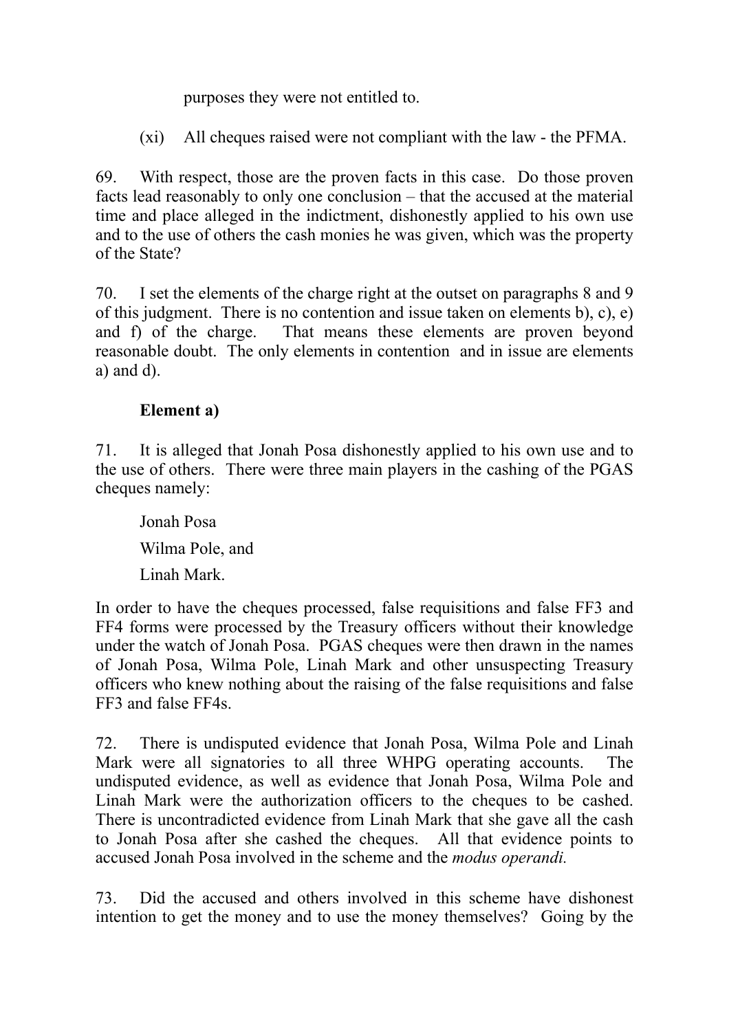purposes they were not entitled to.

(xi) All cheques raised were not compliant with the law - the PFMA.

69. With respect, those are the proven facts in this case. Do those proven facts lead reasonably to only one conclusion – that the accused at the material time and place alleged in the indictment, dishonestly applied to his own use and to the use of others the cash monies he was given, which was the property of the State?

70. I set the elements of the charge right at the outset on paragraphs 8 and 9 of this judgment. There is no contention and issue taken on elements b), c), e) and f) of the charge. That means these elements are proven beyond reasonable doubt. The only elements in contention and in issue are elements a) and d).

**Element a)**

71. It is alleged that Jonah Posa dishonestly applied to his own use and to the use of others. There were three main players in the cashing of the PGAS cheques namely:

Jonah Posa

Wilma Pole, and

Linah Mark.

In order to have the cheques processed, false requisitions and false FF3 and FF4 forms were processed by the Treasury officers without their knowledge under the watch of Jonah Posa. PGAS cheques were then drawn in the names of Jonah Posa, Wilma Pole, Linah Mark and other unsuspecting Treasury officers who knew nothing about the raising of the false requisitions and false FF3 and false FF4s.

72. There is undisputed evidence that Jonah Posa, Wilma Pole and Linah Mark were all signatories to all three WHPG operating accounts. The undisputed evidence, as well as evidence that Jonah Posa, Wilma Pole and Linah Mark were the authorization officers to the cheques to be cashed. There is uncontradicted evidence from Linah Mark that she gave all the cash to Jonah Posa after she cashed the cheques. All that evidence points to accused Jonah Posa involved in the scheme and the *modus operandi.*

73. Did the accused and others involved in this scheme have dishonest intention to get the money and to use the money themselves? Going by the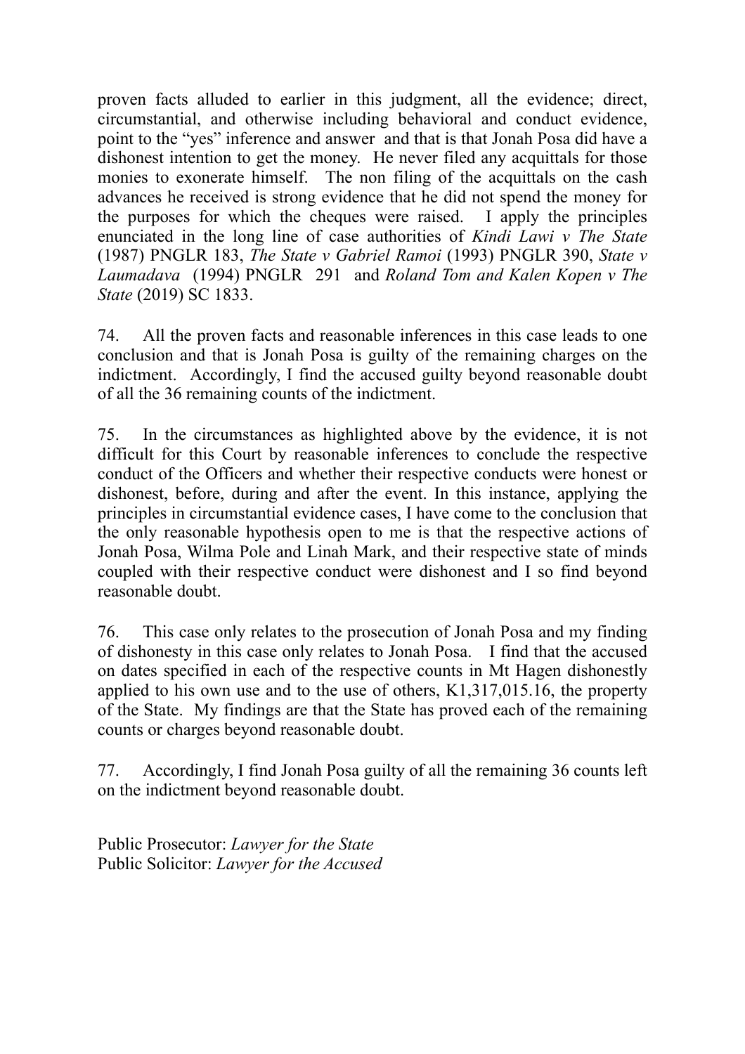proven facts alluded to earlier in this judgment, all the evidence; direct, circumstantial, and otherwise including behavioral and conduct evidence, point to the "yes" inference and answer and that is that Jonah Posa did have a dishonest intention to get the money. He never filed any acquittals for those monies to exonerate himself. The non filing of the acquittals on the cash advances he received is strong evidence that he did not spend the money for the purposes for which the cheques were raised. I apply the principles enunciated in the long line of case authorities of *Kindi Lawi v The State* (1987) PNGLR 183, *The State v Gabriel Ramoi* (1993) PNGLR 390, *State v Laumadava* (1994) PNGLR 291 and *Roland Tom and Kalen Kopen v The State* (2019) SC 1833.

74. All the proven facts and reasonable inferences in this case leads to one conclusion and that is Jonah Posa is guilty of the remaining charges on the indictment. Accordingly, I find the accused guilty beyond reasonable doubt of all the 36 remaining counts of the indictment.

75. In the circumstances as highlighted above by the evidence, it is not difficult for this Court by reasonable inferences to conclude the respective conduct of the Officers and whether their respective conducts were honest or dishonest, before, during and after the event. In this instance, applying the principles in circumstantial evidence cases, I have come to the conclusion that the only reasonable hypothesis open to me is that the respective actions of Jonah Posa, Wilma Pole and Linah Mark, and their respective state of minds coupled with their respective conduct were dishonest and I so find beyond reasonable doubt.

76. This case only relates to the prosecution of Jonah Posa and my finding of dishonesty in this case only relates to Jonah Posa. I find that the accused on dates specified in each of the respective counts in Mt Hagen dishonestly applied to his own use and to the use of others, K1,317,015.16, the property of the State. My findings are that the State has proved each of the remaining counts or charges beyond reasonable doubt.

77. Accordingly, I find Jonah Posa guilty of all the remaining 36 counts left on the indictment beyond reasonable doubt.

Public Prosecutor: *Lawyer for the State*
Public Solicitor: *Lawyer for the Accused*